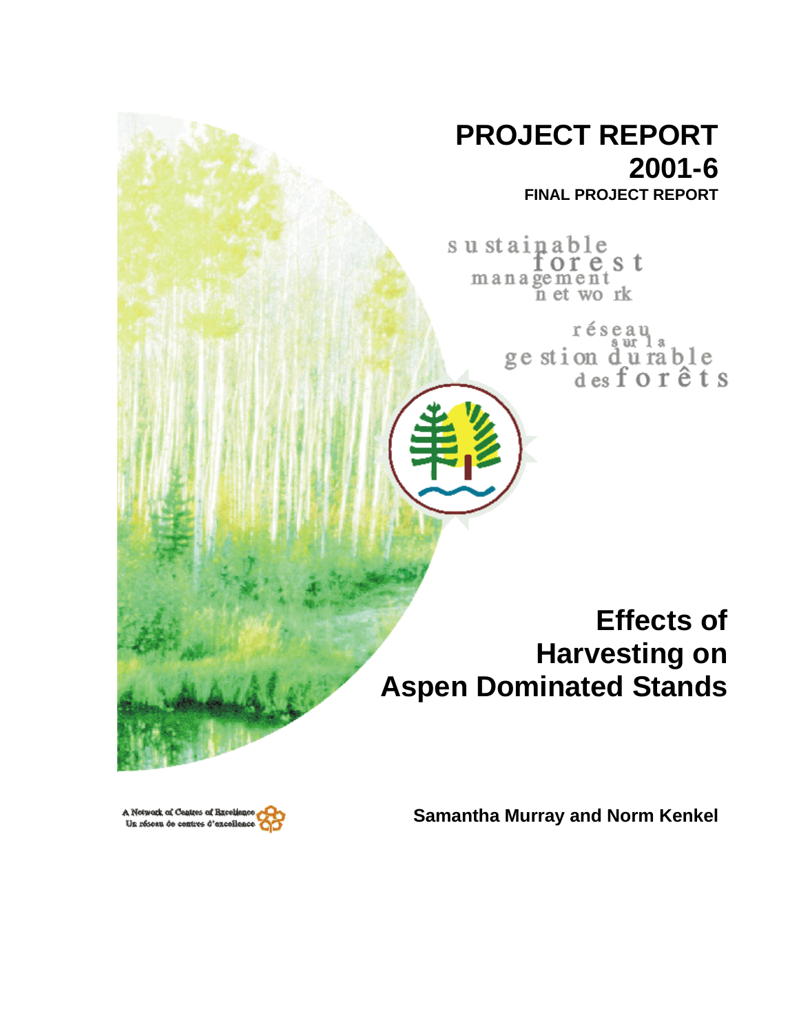# PROJECT REPORT 2001-6

**FINAL PROJECT REPORT**

sustainable forest management network

réseau sur la gestion durable des forêts

# Effects of Harvesting on Aspen Dominated Stands

**Samantha Murray and Norm Kenkel**

A Network of Centres of Excellence
Un réseau de centres d'excellence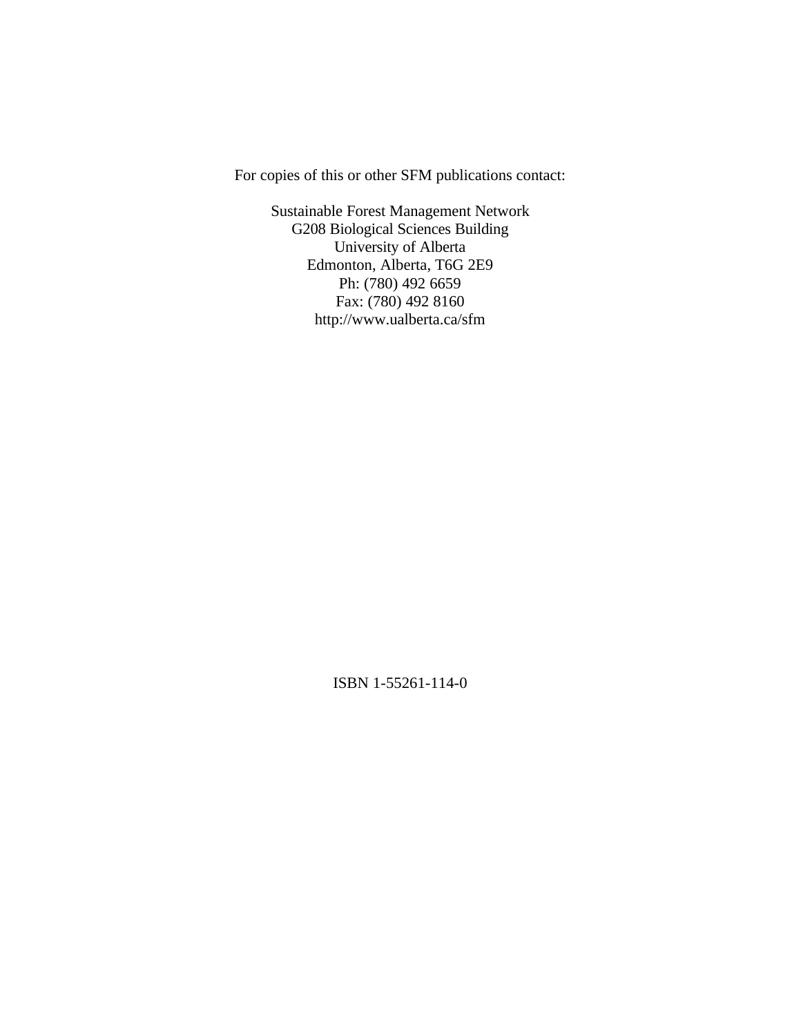For copies of this or other SFM publications contact:

Sustainable Forest Management Network
G208 Biological Sciences Building
University of Alberta
Edmonton, Alberta, T6G 2E9
Ph: (780) 492 6659
Fax: (780) 492 8160
http://www.ualberta.ca/sfm

ISBN 1-55261-114-0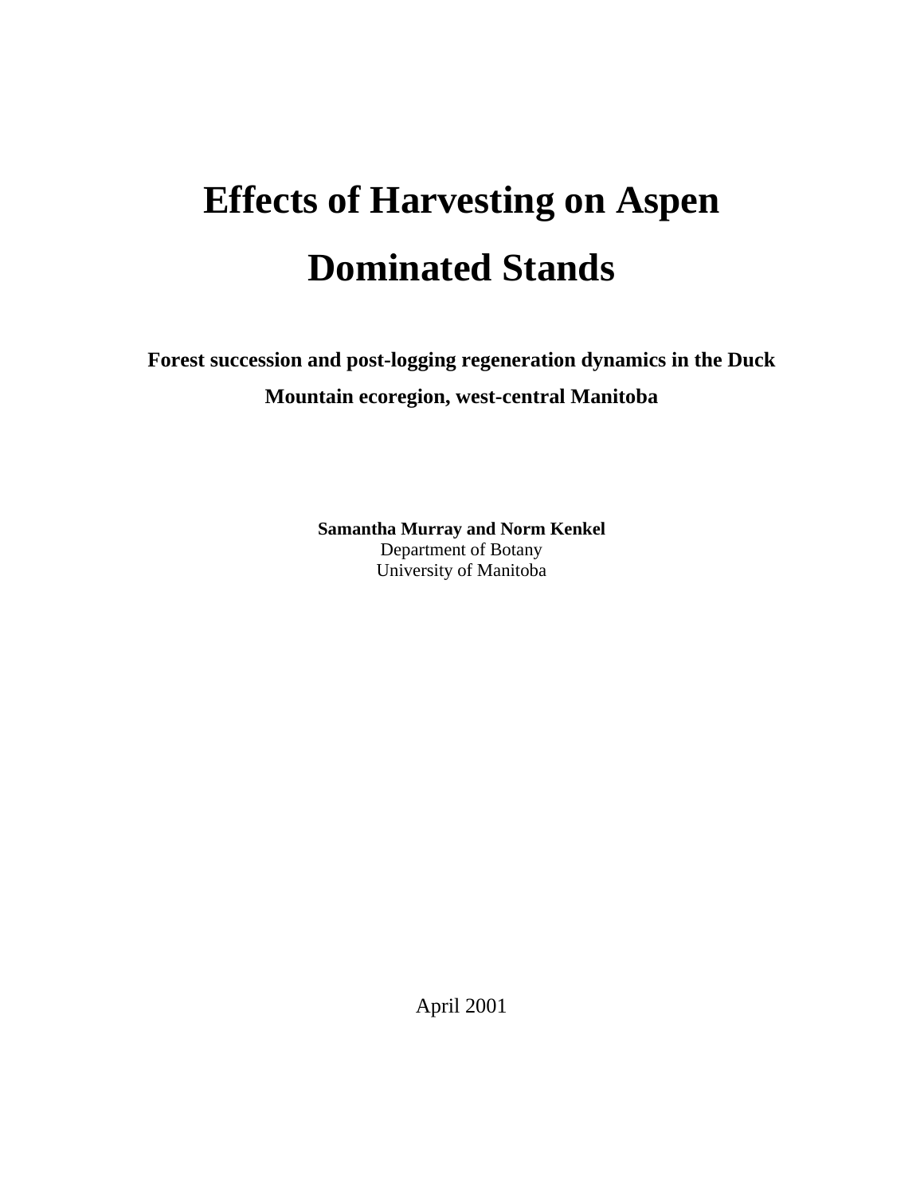# Effects of Harvesting on Aspen Dominated Stands

**Forest succession and post-logging regeneration dynamics in the Duck Mountain ecoregion, west-central Manitoba**

**Samantha Murray and Norm Kenkel**
Department of Botany
University of Manitoba

April 2001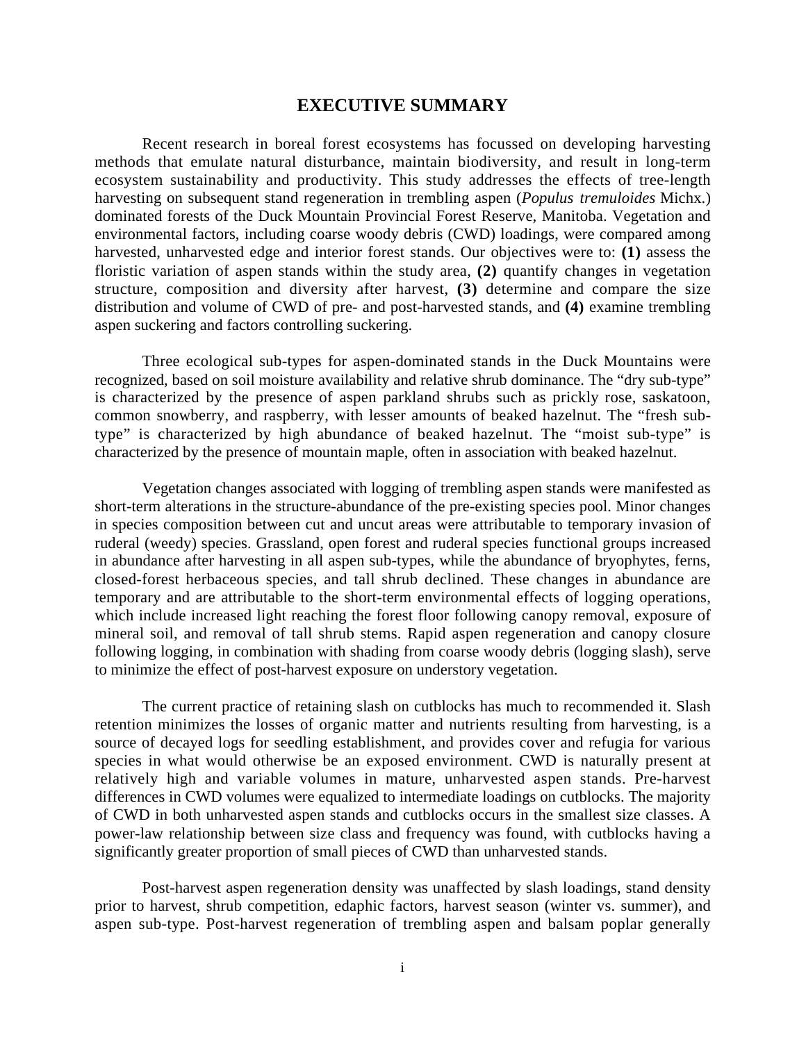# EXECUTIVE SUMMARY

Recent research in boreal forest ecosystems has focussed on developing harvesting methods that emulate natural disturbance, maintain biodiversity, and result in long-term ecosystem sustainability and productivity. This study addresses the effects of tree-length harvesting on subsequent stand regeneration in trembling aspen (*Populus tremuloides* Michx.) dominated forests of the Duck Mountain Provincial Forest Reserve, Manitoba. Vegetation and environmental factors, including coarse woody debris (CWD) loadings, were compared among harvested, unharvested edge and interior forest stands. Our objectives were to: **(1)** assess the floristic variation of aspen stands within the study area, **(2)** quantify changes in vegetation structure, composition and diversity after harvest, **(3)** determine and compare the size distribution and volume of CWD of pre- and post-harvested stands, and **(4)** examine trembling aspen suckering and factors controlling suckering.

Three ecological sub-types for aspen-dominated stands in the Duck Mountains were recognized, based on soil moisture availability and relative shrub dominance. The "dry sub-type" is characterized by the presence of aspen parkland shrubs such as prickly rose, saskatoon, common snowberry, and raspberry, with lesser amounts of beaked hazelnut. The "fresh sub-type" is characterized by high abundance of beaked hazelnut. The "moist sub-type" is characterized by the presence of mountain maple, often in association with beaked hazelnut.

Vegetation changes associated with logging of trembling aspen stands were manifested as short-term alterations in the structure-abundance of the pre-existing species pool. Minor changes in species composition between cut and uncut areas were attributable to temporary invasion of ruderal (weedy) species. Grassland, open forest and ruderal species functional groups increased in abundance after harvesting in all aspen sub-types, while the abundance of bryophytes, ferns, closed-forest herbaceous species, and tall shrub declined. These changes in abundance are temporary and are attributable to the short-term environmental effects of logging operations, which include increased light reaching the forest floor following canopy removal, exposure of mineral soil, and removal of tall shrub stems. Rapid aspen regeneration and canopy closure following logging, in combination with shading from coarse woody debris (logging slash), serve to minimize the effect of post-harvest exposure on understory vegetation.

The current practice of retaining slash on cutblocks has much to recommended it. Slash retention minimizes the losses of organic matter and nutrients resulting from harvesting, is a source of decayed logs for seedling establishment, and provides cover and refugia for various species in what would otherwise be an exposed environment. CWD is naturally present at relatively high and variable volumes in mature, unharvested aspen stands. Pre-harvest differences in CWD volumes were equalized to intermediate loadings on cutblocks. The majority of CWD in both unharvested aspen stands and cutblocks occurs in the smallest size classes. A power-law relationship between size class and frequency was found, with cutblocks having a significantly greater proportion of small pieces of CWD than unharvested stands.

Post-harvest aspen regeneration density was unaffected by slash loadings, stand density prior to harvest, shrub competition, edaphic factors, harvest season (winter vs. summer), and aspen sub-type. Post-harvest regeneration of trembling aspen and balsam poplar generally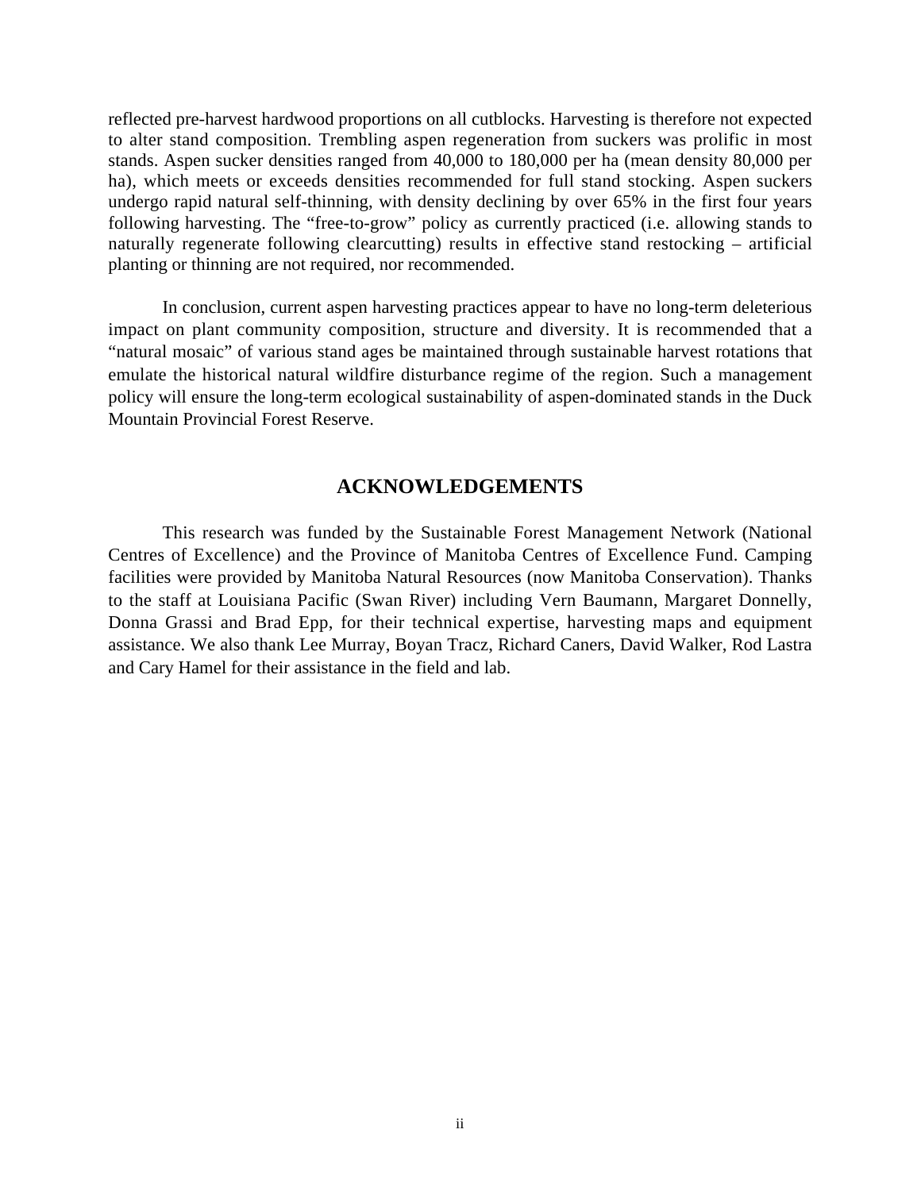reflected pre-harvest hardwood proportions on all cutblocks. Harvesting is therefore not expected to alter stand composition. Trembling aspen regeneration from suckers was prolific in most stands. Aspen sucker densities ranged from 40,000 to 180,000 per ha (mean density 80,000 per ha), which meets or exceeds densities recommended for full stand stocking. Aspen suckers undergo rapid natural self-thinning, with density declining by over 65% in the first four years following harvesting. The "free-to-grow" policy as currently practiced (i.e. allowing stands to naturally regenerate following clearcutting) results in effective stand restocking – artificial planting or thinning are not required, nor recommended.

In conclusion, current aspen harvesting practices appear to have no long-term deleterious impact on plant community composition, structure and diversity. It is recommended that a "natural mosaic" of various stand ages be maintained through sustainable harvest rotations that emulate the historical natural wildfire disturbance regime of the region. Such a management policy will ensure the long-term ecological sustainability of aspen-dominated stands in the Duck Mountain Provincial Forest Reserve.

## ACKNOWLEDGEMENTS

This research was funded by the Sustainable Forest Management Network (National Centres of Excellence) and the Province of Manitoba Centres of Excellence Fund. Camping facilities were provided by Manitoba Natural Resources (now Manitoba Conservation). Thanks to the staff at Louisiana Pacific (Swan River) including Vern Baumann, Margaret Donnelly, Donna Grassi and Brad Epp, for their technical expertise, harvesting maps and equipment assistance. We also thank Lee Murray, Boyan Tracz, Richard Caners, David Walker, Rod Lastra and Cary Hamel for their assistance in the field and lab.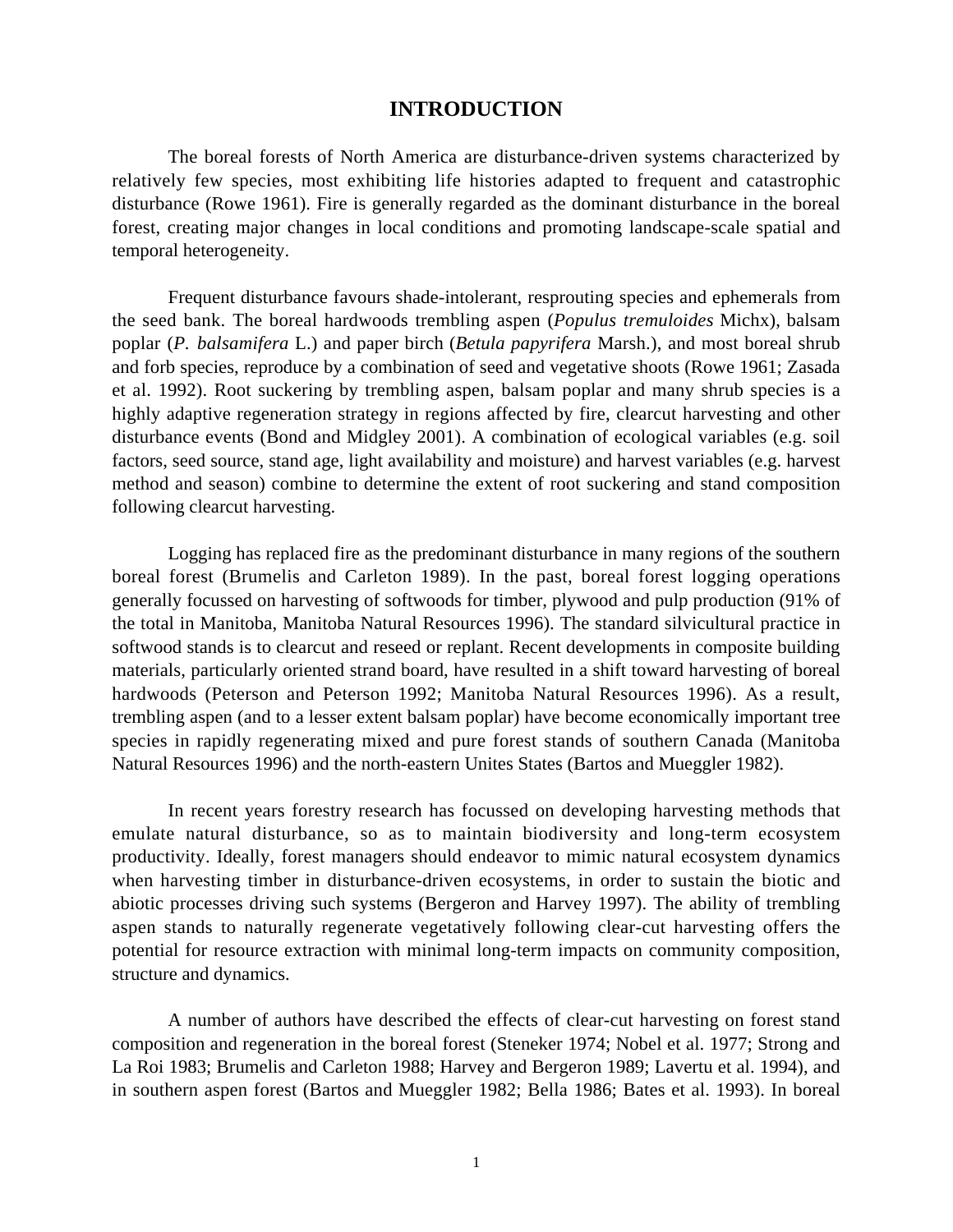# INTRODUCTION

The boreal forests of North America are disturbance-driven systems characterized by relatively few species, most exhibiting life histories adapted to frequent and catastrophic disturbance (Rowe 1961). Fire is generally regarded as the dominant disturbance in the boreal forest, creating major changes in local conditions and promoting landscape-scale spatial and temporal heterogeneity.

Frequent disturbance favours shade-intolerant, resprouting species and ephemerals from the seed bank. The boreal hardwoods trembling aspen (*Populus tremuloides* Michx), balsam poplar (*P. balsamifera* L.) and paper birch (*Betula papyrifera* Marsh.), and most boreal shrub and forb species, reproduce by a combination of seed and vegetative shoots (Rowe 1961; Zasada et al. 1992). Root suckering by trembling aspen, balsam poplar and many shrub species is a highly adaptive regeneration strategy in regions affected by fire, clearcut harvesting and other disturbance events (Bond and Midgley 2001). A combination of ecological variables (e.g. soil factors, seed source, stand age, light availability and moisture) and harvest variables (e.g. harvest method and season) combine to determine the extent of root suckering and stand composition following clearcut harvesting.

Logging has replaced fire as the predominant disturbance in many regions of the southern boreal forest (Brumelis and Carleton 1989). In the past, boreal forest logging operations generally focussed on harvesting of softwoods for timber, plywood and pulp production (91% of the total in Manitoba, Manitoba Natural Resources 1996). The standard silvicultural practice in softwood stands is to clearcut and reseed or replant. Recent developments in composite building materials, particularly oriented strand board, have resulted in a shift toward harvesting of boreal hardwoods (Peterson and Peterson 1992; Manitoba Natural Resources 1996). As a result, trembling aspen (and to a lesser extent balsam poplar) have become economically important tree species in rapidly regenerating mixed and pure forest stands of southern Canada (Manitoba Natural Resources 1996) and the north-eastern Unites States (Bartos and Mueggler 1982).

In recent years forestry research has focussed on developing harvesting methods that emulate natural disturbance, so as to maintain biodiversity and long-term ecosystem productivity. Ideally, forest managers should endeavor to mimic natural ecosystem dynamics when harvesting timber in disturbance-driven ecosystems, in order to sustain the biotic and abiotic processes driving such systems (Bergeron and Harvey 1997). The ability of trembling aspen stands to naturally regenerate vegetatively following clear-cut harvesting offers the potential for resource extraction with minimal long-term impacts on community composition, structure and dynamics.

A number of authors have described the effects of clear-cut harvesting on forest stand composition and regeneration in the boreal forest (Steneker 1974; Nobel et al. 1977; Strong and La Roi 1983; Brumelis and Carleton 1988; Harvey and Bergeron 1989; Lavertu et al. 1994), and in southern aspen forest (Bartos and Mueggler 1982; Bella 1986; Bates et al. 1993). In boreal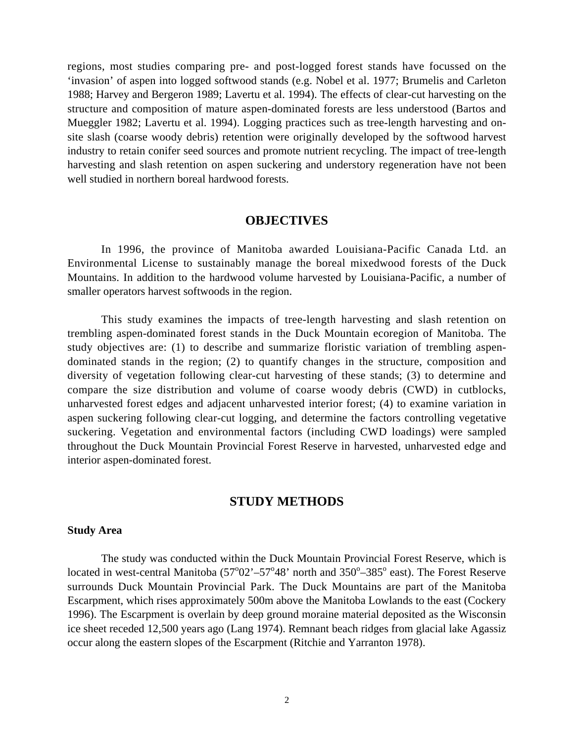regions, most studies comparing pre- and post-logged forest stands have focussed on the 'invasion' of aspen into logged softwood stands (e.g. Nobel et al. 1977; Brumelis and Carleton 1988; Harvey and Bergeron 1989; Lavertu et al. 1994). The effects of clear-cut harvesting on the structure and composition of mature aspen-dominated forests are less understood (Bartos and Mueggler 1982; Lavertu et al. 1994). Logging practices such as tree-length harvesting and on-site slash (coarse woody debris) retention were originally developed by the softwood harvest industry to retain conifer seed sources and promote nutrient recycling. The impact of tree-length harvesting and slash retention on aspen suckering and understory regeneration have not been well studied in northern boreal hardwood forests.

## OBJECTIVES

In 1996, the province of Manitoba awarded Louisiana-Pacific Canada Ltd. an Environmental License to sustainably manage the boreal mixedwood forests of the Duck Mountains. In addition to the hardwood volume harvested by Louisiana-Pacific, a number of smaller operators harvest softwoods in the region.

This study examines the impacts of tree-length harvesting and slash retention on trembling aspen-dominated forest stands in the Duck Mountain ecoregion of Manitoba. The study objectives are: (1) to describe and summarize floristic variation of trembling aspen-dominated stands in the region; (2) to quantify changes in the structure, composition and diversity of vegetation following clear-cut harvesting of these stands; (3) to determine and compare the size distribution and volume of coarse woody debris (CWD) in cutblocks, unharvested forest edges and adjacent unharvested interior forest; (4) to examine variation in aspen suckering following clear-cut logging, and determine the factors controlling vegetative suckering. Vegetation and environmental factors (including CWD loadings) were sampled throughout the Duck Mountain Provincial Forest Reserve in harvested, unharvested edge and interior aspen-dominated forest.

## STUDY METHODS

### Study Area

The study was conducted within the Duck Mountain Provincial Forest Reserve, which is located in west-central Manitoba ($57^{o}02'$–$57^{o}48'$ north and $350^{o}$–$385^{o}$ east). The Forest Reserve surrounds Duck Mountain Provincial Park. The Duck Mountains are part of the Manitoba Escarpment, which rises approximately 500m above the Manitoba Lowlands to the east (Cockery 1996). The Escarpment is overlain by deep ground moraine material deposited as the Wisconsin ice sheet receded 12,500 years ago (Lang 1974). Remnant beach ridges from glacial lake Agassiz occur along the eastern slopes of the Escarpment (Ritchie and Yarranton 1978).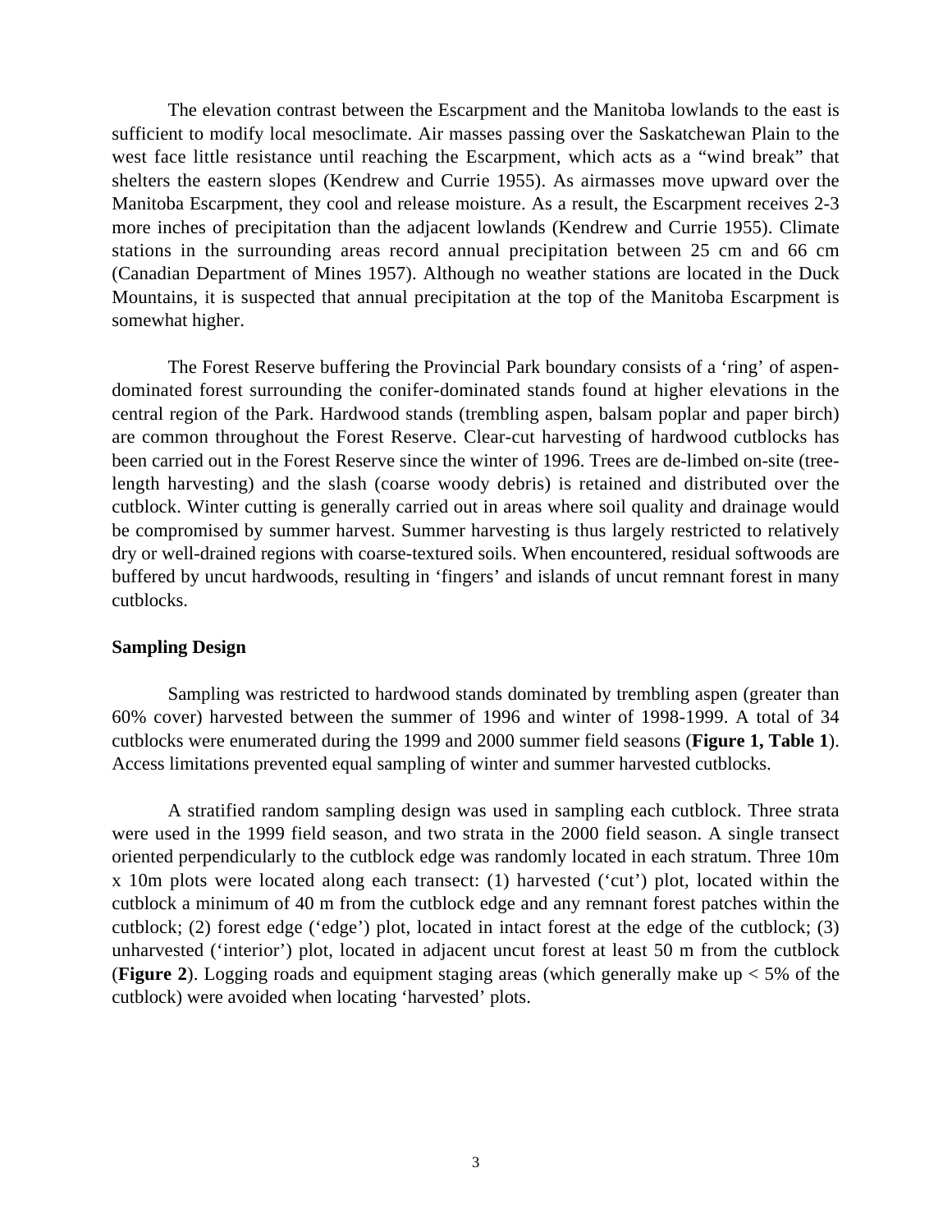The elevation contrast between the Escarpment and the Manitoba lowlands to the east is sufficient to modify local mesoclimate. Air masses passing over the Saskatchewan Plain to the west face little resistance until reaching the Escarpment, which acts as a "wind break" that shelters the eastern slopes (Kendrew and Currie 1955). As airmasses move upward over the Manitoba Escarpment, they cool and release moisture. As a result, the Escarpment receives 2-3 more inches of precipitation than the adjacent lowlands (Kendrew and Currie 1955). Climate stations in the surrounding areas record annual precipitation between 25 cm and 66 cm (Canadian Department of Mines 1957). Although no weather stations are located in the Duck Mountains, it is suspected that annual precipitation at the top of the Manitoba Escarpment is somewhat higher.

The Forest Reserve buffering the Provincial Park boundary consists of a 'ring' of aspen-dominated forest surrounding the conifer-dominated stands found at higher elevations in the central region of the Park. Hardwood stands (trembling aspen, balsam poplar and paper birch) are common throughout the Forest Reserve. Clear-cut harvesting of hardwood cutblocks has been carried out in the Forest Reserve since the winter of 1996. Trees are de-limbed on-site (tree-length harvesting) and the slash (coarse woody debris) is retained and distributed over the cutblock. Winter cutting is generally carried out in areas where soil quality and drainage would be compromised by summer harvest. Summer harvesting is thus largely restricted to relatively dry or well-drained regions with coarse-textured soils. When encountered, residual softwoods are buffered by uncut hardwoods, resulting in 'fingers' and islands of uncut remnant forest in many cutblocks.

**Sampling Design**

Sampling was restricted to hardwood stands dominated by trembling aspen (greater than 60% cover) harvested between the summer of 1996 and winter of 1998-1999. A total of 34 cutblocks were enumerated during the 1999 and 2000 summer field seasons (**Figure 1, Table 1**). Access limitations prevented equal sampling of winter and summer harvested cutblocks.

A stratified random sampling design was used in sampling each cutblock. Three strata were used in the 1999 field season, and two strata in the 2000 field season. A single transect oriented perpendicularly to the cutblock edge was randomly located in each stratum. Three 10m x 10m plots were located along each transect: (1) harvested ('cut') plot, located within the cutblock a minimum of 40 m from the cutblock edge and any remnant forest patches within the cutblock; (2) forest edge ('edge') plot, located in intact forest at the edge of the cutblock; (3) unharvested ('interior') plot, located in adjacent uncut forest at least 50 m from the cutblock (**Figure 2**). Logging roads and equipment staging areas (which generally make up < 5% of the cutblock) were avoided when locating 'harvested' plots.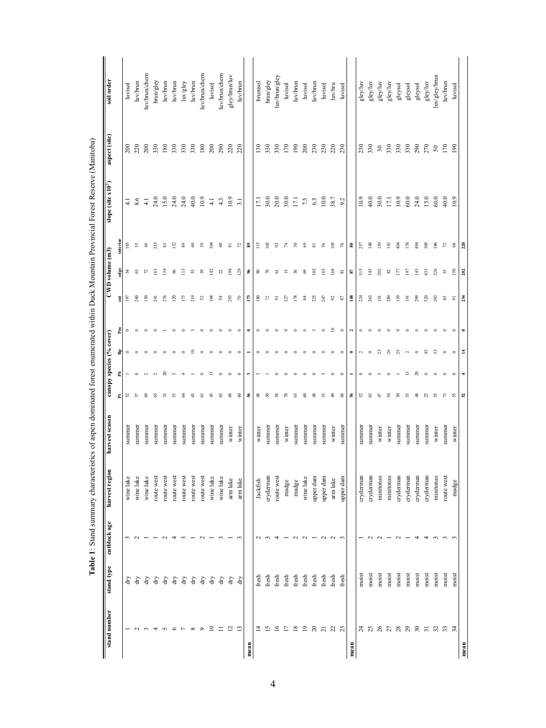**Table 1**: Stand summary characteristics of aspen dominated forest enumerated within Duck Mountain Provincial Forest Reserve (Manitoba)

| stand number | stand type | cutblock age | harvest region | harvest season | canopy species (% cover) | | | | CWD volume (m3) | | | slope (site x10[3]) | aspect (site) | soil order |
|---|---|---|---|---|---|---|---|---|---|---|---|---|---|---|
| | | | | | Pt | Pb | Bp | Pm | cut | edge | interior | | | |
| 1 | dry | 3 | wine lake | summer | 52 | 1 | 0 | 0 | 197 | 54 | 165 | 4.1 | 200 | luvisol |
| 2 | dry | 2 | wine lake | summer | 57 | 0 | 0 | 0 | 240 | 63 | 55 | 8.6 | 220 | luv/brun |
| 3 | dry | 1 | wine lake | summer | 60 | 2 | 0 | 0 | 150 | 72 | 46 | 4.1 | 200 | luv/brun/chem |
| 4 | dry | 1 | route west | summer | 65 | 2 | 0 | 0 | 241 | 163 | 213 | 24.0 | 330 | brun/gley |
| 5 | dry | 2 | route west | summer | 33 | 20 | 0 | 1 | 276 | 139 | 83 | 15.0 | 180 | luv/brun |
| 6 | dry | 4 | route west | summer | 53 | 3 | 0 | 0 | 120 | 66 | 132 | 24.0 | 330 | luv/brun |
| 7 | dry | 3 | route west | summer | 64 | 4 | 0 | 0 | 175 | 115 | 89 | 24.0 | 330 | luv/gley |
| 8 | dry | 1 | route west | summer | 43 | 1 | 10 | 3 | 219 | 53 | 40 | 40.0 | 330 | luv/brun |
| 9 | dry | 2 | route west | summer | 63 | 0 | 0 | 0 | 52 | 39 | 39 | 10.9 | 180 | luv/brun/chem |
| 10 | dry | 1 | wine lake | summer | 45 | 13 | 0 | 0 | 168 | 142 | 104 | 4.1 | 200 | luvisol |
| 11 | dry | 3 | wine lake | summer | 65 | 0 | 0 | 0 | 54 | 22 | 40 | 4.3 | 290 | luv/brun/chem |
| 12 | dry | 1 | arm lake | winter | 68 | 0 | 0 | 0 | 293 | 194 | 81 | 10.9 | 220 | gley/brun/luv |
| 13 | dry | 3 | arm lake | winter | 60 | 0 | 0 | 0 | 70 | 129 | 72 | 3.1 | 220 | luv/brun |
| **mean** | | | | | **56** | **3** | **1** | **0** | **173** | **96** | **89** | | | |
| 14 | fresh | 2 | Jackfish | winter | 48 | 3 | 0 | 0 | 180 | 80 | 115 | 17.1 | 130 | brunisol |
| 15 | fresh | 3 | cryderman | summer | 50 | 1 | 0 | 0 | 72 | 70 | 105 | 30.0 | 330 | brun/gley |
| 16 | fresh | 4 | route west | summer | 58 | 0 | 0 | 0 | 91 | 61 | 92 | 20.0 | 330 | luv/brun/gley |
| 17 | fresh | 1 | madge | winter | 70 | 0 | 0 | 0 | 227 | 15 | 74 | 30.0 | 170 | luvisol |
| 18 | fresh | 2 | madge | summer | 63 | 0 | 0 | 0 | 178 | 56 | 30 | 17.1 | 190 | luv/brun |
| 19 | fresh | 2 | wine lake | summer | 60 | 0 | 0 | 0 | 84 | 69 | 69 | 7.5 | 200 | luvisol |
| 20 | fresh | 1 | upper dam | summer | 48 | 0 | 0 | 3 | 225 | 102 | 81 | 6.3 | 230 | luv/brun |
| 21 | fresh | 2 | upper dam | summer | 53 | 3 | 0 | 0 | 247 | 165 | 56 | 10.0 | 230 | luvisol |
| 22 | fresh | 2 | arm lake | winter | 49 | 0 | 0 | 16 | 92 | 168 | 105 | 38.7 | 220 | luv/bru |
| 23 | fresh | 3 | upper dam | summer | 60 | 0 | 0 | 0 | 87 | 81 | 76 | 9.2 | 230 | luvisol |
| **mean** | | | | | **56** | **1** | **0** | **2** | **148** | **87** | **80** | | | |
| 24 | moist | 1 | cryderman | summer | 52 | 0 | 2 | 0 | 224 | 315 | 257 | 10.9 | 230 | gley/luv |
| 25 | moist | 2 | cryderman | summer | 63 | 0 | 0 | 0 | 263 | 145 | 148 | 40.0 | 330 | gley/luv |
| 26 | moist | 2 | minitonas | winter | 47 | 5 | 23 | 0 | 191 | 202 | 159 | 30.0 | 30 | gley/luv |
| 27 | moist | 1 | minitonas | winter | 54 | 0 | 26 | 0 | 289 | 82 | 143 | 17.1 | 330 | gley/luv |
| 28 | moist | 2 | cryderman | summer | 50 | 1 | 25 | 0 | 139 | 177 | 404 | 10.9 | 330 | gleysol |
| 29 | moist | 1 | cryderman | summer | 53 | 15 | 2 | 0 | 191 | 197 | 178 | 60.0 | 330 | gleysol |
| 30 | moist | 4 | cryderman | summer | 48 | 20 | 0 | 0 | 299 | 145 | 494 | 24.0 | 290 | gleysol |
| 31 | moist | 4 | cryderman | summer | 25 | 0 | 45 | 0 | 520 | 433 | 309 | 15.0 | 270 | gley/luv |
| 32 | moist | 3 | minitonas | winter | 55 | 0 | 33 | 0 | 283 | 326 | 186 | 60.0 | 50 | luv/gley/brun |
| 33 | moist | 3 | route west | summer | 73 | 0 | 0 | 0 | 85 | 53 | 72 | 40.0 | 170 | luv/brun |
| 34 | moist | 3 | madge | winter | 55 | 0 | 0 | 0 | 91 | 150 | 68 | 10.9 | 190 | luvisol |
| **mean** | | | | | **52** | **4** | **14** | **0** | **234** | **202** | **220** | | | |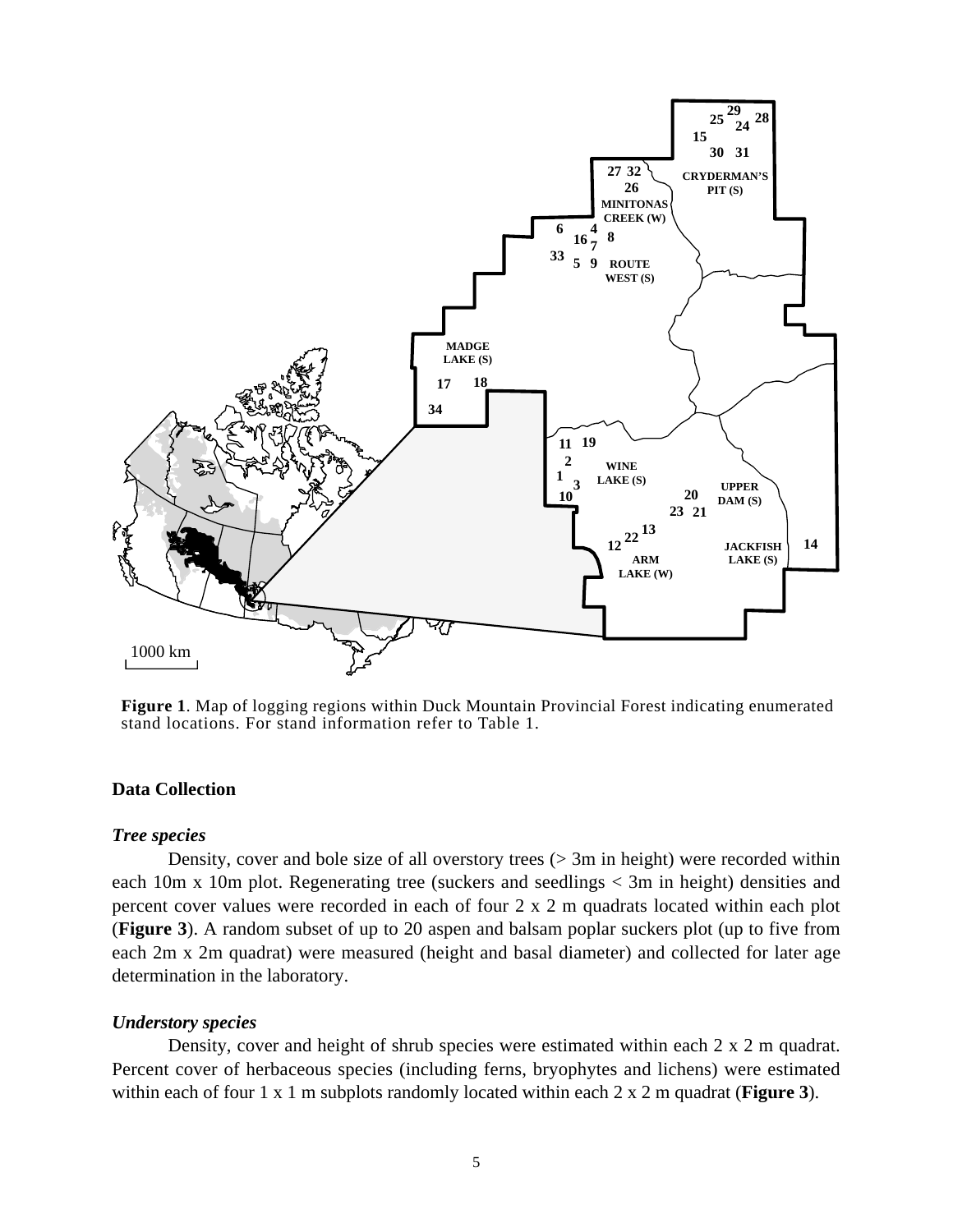**Figure 1**. Map of logging regions within Duck Mountain Provincial Forest indicating enumerated stand locations. For stand information refer to Table 1.

## Data Collection

### *Tree species*

Density, cover and bole size of all overstory trees (> 3m in height) were recorded within each 10m x 10m plot. Regenerating tree (suckers and seedlings < 3m in height) densities and percent cover values were recorded in each of four 2 x 2 m quadrats located within each plot (**Figure 3**). A random subset of up to 20 aspen and balsam poplar suckers plot (up to five from each 2m x 2m quadrat) were measured (height and basal diameter) and collected for later age determination in the laboratory.

### *Understory species*

Density, cover and height of shrub species were estimated within each 2 x 2 m quadrat. Percent cover of herbaceous species (including ferns, bryophytes and lichens) were estimated within each of four 1 x 1 m subplots randomly located within each 2 x 2 m quadrat (**Figure 3**).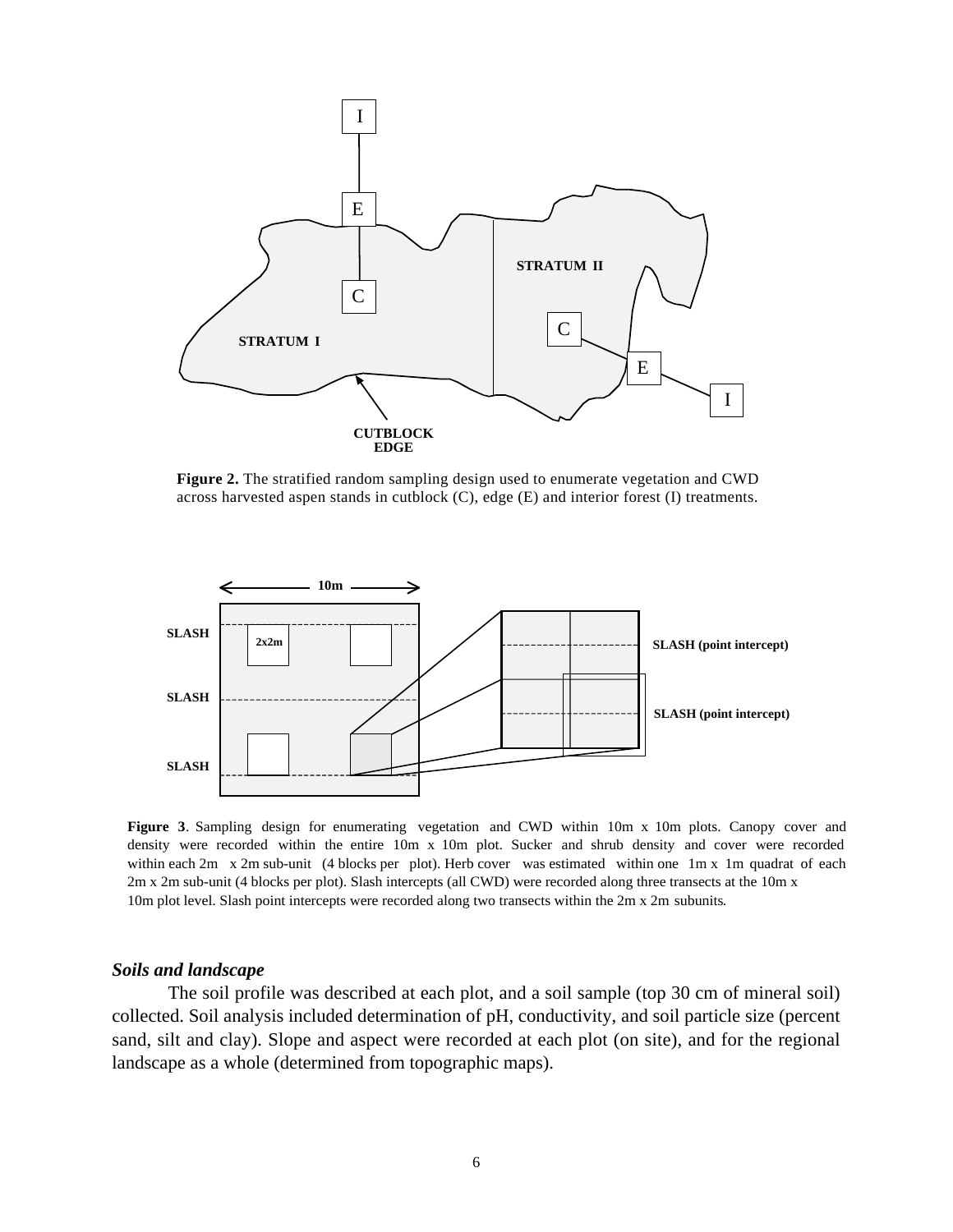**Figure 2.** The stratified random sampling design used to enumerate vegetation and CWD across harvested aspen stands in cutblock (C), edge (E) and interior forest (I) treatments.

**Figure 3**. Sampling design for enumerating vegetation and CWD within 10m x 10m plots. Canopy cover and density were recorded within the entire 10m x 10m plot. Sucker and shrub density and cover were recorded within each 2m x 2m sub-unit (4 blocks per plot). Herb cover was estimated within one 1m x 1m quadrat of each 2m x 2m sub-unit (4 blocks per plot). Slash intercepts (all CWD) were recorded along three transects at the 10m x 10m plot level. Slash point intercepts were recorded along two transects within the 2m x 2m subunits.

### *Soils and landscape*

The soil profile was described at each plot, and a soil sample (top 30 cm of mineral soil) collected. Soil analysis included determination of pH, conductivity, and soil particle size (percent sand, silt and clay). Slope and aspect were recorded at each plot (on site), and for the regional landscape as a whole (determined from topographic maps).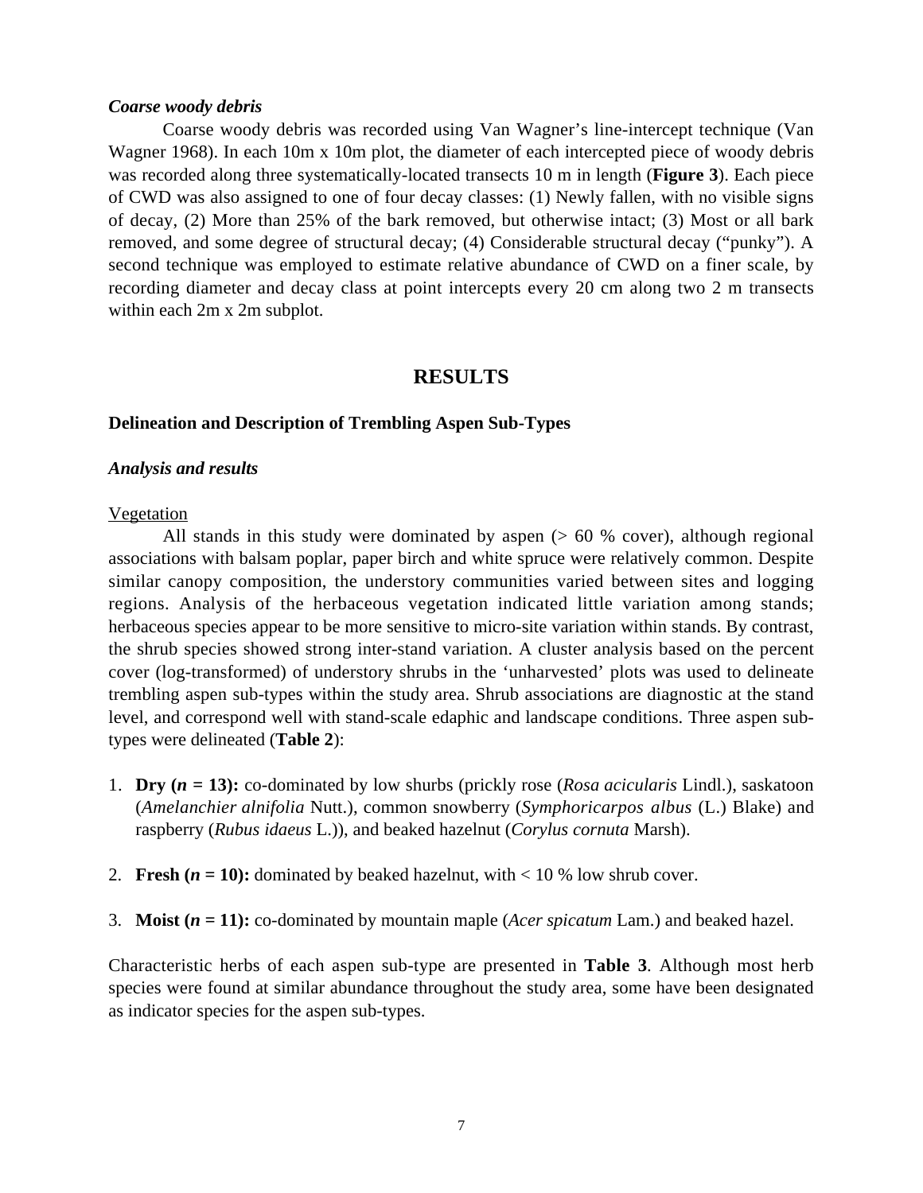### *Coarse woody debris*

Coarse woody debris was recorded using Van Wagner's line-intercept technique (Van Wagner 1968). In each 10m x 10m plot, the diameter of each intercepted piece of woody debris was recorded along three systematically-located transects 10 m in length (**Figure 3**). Each piece of CWD was also assigned to one of four decay classes: (1) Newly fallen, with no visible signs of decay, (2) More than 25% of the bark removed, but otherwise intact; (3) Most or all bark removed, and some degree of structural decay; (4) Considerable structural decay ("punky"). A second technique was employed to estimate relative abundance of CWD on a finer scale, by recording diameter and decay class at point intercepts every 20 cm along two 2 m transects within each 2m x 2m subplot.

# RESULTS

## Delineation and Description of Trembling Aspen Sub-Types

### *Analysis and results*

<u>Vegetation</u>

All stands in this study were dominated by aspen (> 60 % cover), although regional associations with balsam poplar, paper birch and white spruce were relatively common. Despite similar canopy composition, the understory communities varied between sites and logging regions. Analysis of the herbaceous vegetation indicated little variation among stands; herbaceous species appear to be more sensitive to micro-site variation within stands. By contrast, the shrub species showed strong inter-stand variation. A cluster analysis based on the percent cover (log-transformed) of understory shrubs in the 'unharvested' plots was used to delineate trembling aspen sub-types within the study area. Shrub associations are diagnostic at the stand level, and correspond well with stand-scale edaphic and landscape conditions. Three aspen sub-types were delineated (**Table 2**):

1. **Dry (*n* = 13):** co-dominated by low shurbs (prickly rose (*Rosa acicularis* Lindl.), saskatoon (*Amelanchier alnifolia* Nutt.), common snowberry (*Symphoricarpos albus* (L.) Blake) and raspberry (*Rubus idaeus* L.)), and beaked hazelnut (*Corylus cornuta* Marsh).

2. **Fresh (*n* = 10):** dominated by beaked hazelnut, with < 10 % low shrub cover.

3. **Moist (*n* = 11):** co-dominated by mountain maple (*Acer spicatum* Lam.) and beaked hazel.

Characteristic herbs of each aspen sub-type are presented in **Table 3**. Although most herb species were found at similar abundance throughout the study area, some have been designated as indicator species for the aspen sub-types.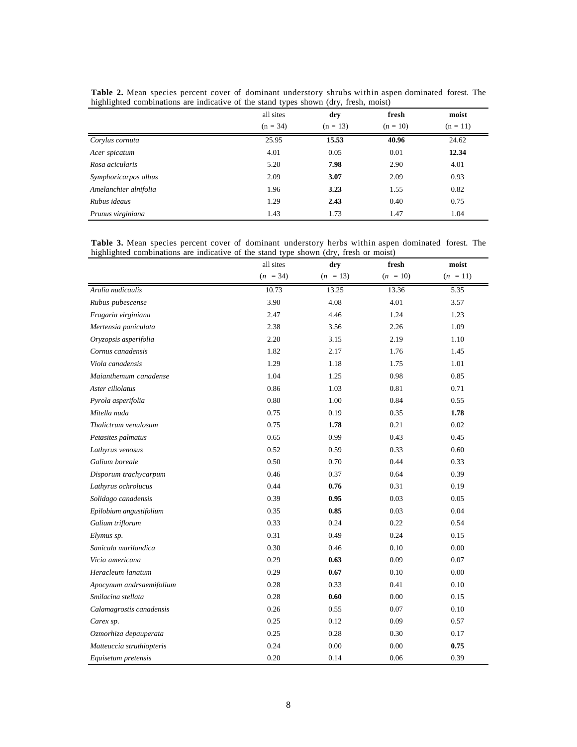**Table 2.** Mean species percent cover of dominant understory shrubs within aspen dominated forest. The highlighted combinations are indicative of the stand types shown (dry, fresh, moist)

| | all sites (n = 34) | **dry** (n = 13) | **fresh** (n = 10) | **moist** (n = 11) |
|---|---|---|---|---|
| *Corylus cornuta* | 25.95 | **15.53** | **40.96** | 24.62 |
| *Acer spicatum* | 4.01 | 0.05 | 0.01 | **12.34** |
| *Rosa acicularis* | 5.20 | **7.98** | 2.90 | 4.01 |
| *Symphoricarpos albus* | 2.09 | **3.07** | 2.09 | 0.93 |
| *Amelanchier alnifolia* | 1.96 | **3.23** | 1.55 | 0.82 |
| *Rubus ideaus* | 1.29 | **2.43** | 0.40 | 0.75 |
| *Prunus virginiana* | 1.43 | 1.73 | 1.47 | 1.04 |

**Table 3.** Mean species percent cover of dominant understory herbs within aspen dominated forest. The highlighted combinations are indicative of the stand type shown (dry, fresh or moist)

| | all sites (*n* = 34) | **dry** (*n* = 13) | **fresh** (*n* = 10) | **moist** (*n* = 11) |
|---|---|---|---|---|
| *Aralia nudicaulis* | 10.73 | 13.25 | 13.36 | 5.35 |
| *Rubus pubescense* | 3.90 | 4.08 | 4.01 | 3.57 |
| *Fragaria virginiana* | 2.47 | 4.46 | 1.24 | 1.23 |
| *Mertensia paniculata* | 2.38 | 3.56 | 2.26 | 1.09 |
| *Oryzopsis asperifolia* | 2.20 | 3.15 | 2.19 | 1.10 |
| *Cornus canadensis* | 1.82 | 2.17 | 1.76 | 1.45 |
| *Viola canadensis* | 1.29 | 1.18 | 1.75 | 1.01 |
| *Maianthemum canadense* | 1.04 | 1.25 | 0.98 | 0.85 |
| *Aster ciliolatus* | 0.86 | 1.03 | 0.81 | 0.71 |
| *Pyrola asperifolia* | 0.80 | 1.00 | 0.84 | 0.55 |
| *Mitella nuda* | 0.75 | 0.19 | 0.35 | **1.78** |
| *Thalictrum venulosum* | 0.75 | **1.78** | 0.21 | 0.02 |
| *Petasites palmatus* | 0.65 | 0.99 | 0.43 | 0.45 |
| *Lathyrus venosus* | 0.52 | 0.59 | 0.33 | 0.60 |
| *Galium boreale* | 0.50 | 0.70 | 0.44 | 0.33 |
| *Disporum trachycarpum* | 0.46 | 0.37 | 0.64 | 0.39 |
| *Lathyrus ochrolucus* | 0.44 | **0.76** | 0.31 | 0.19 |
| *Solidago canadensis* | 0.39 | **0.95** | 0.03 | 0.05 |
| *Epilobium angustifolium* | 0.35 | **0.85** | 0.03 | 0.04 |
| *Galium triflorum* | 0.33 | 0.24 | 0.22 | 0.54 |
| *Elymus sp.* | 0.31 | 0.49 | 0.24 | 0.15 |
| *Sanicula marilandica* | 0.30 | 0.46 | 0.10 | 0.00 |
| *Vicia americana* | 0.29 | **0.63** | 0.09 | 0.07 |
| *Heracleum lanatum* | 0.29 | **0.67** | 0.10 | 0.00 |
| *Apocynum andrsaemifolium* | 0.28 | 0.33 | 0.41 | 0.10 |
| *Smilacina stellata* | 0.28 | **0.60** | 0.00 | 0.15 |
| *Calamagrostis canadensis* | 0.26 | 0.55 | 0.07 | 0.10 |
| *Carex sp.* | 0.25 | 0.12 | 0.09 | 0.57 |
| *Ozmorhiza depauperata* | 0.25 | 0.28 | 0.30 | 0.17 |
| *Matteuccia struthiopteris* | 0.24 | 0.00 | 0.00 | **0.75** |
| *Equisetum pretensis* | 0.20 | 0.14 | 0.06 | 0.39 |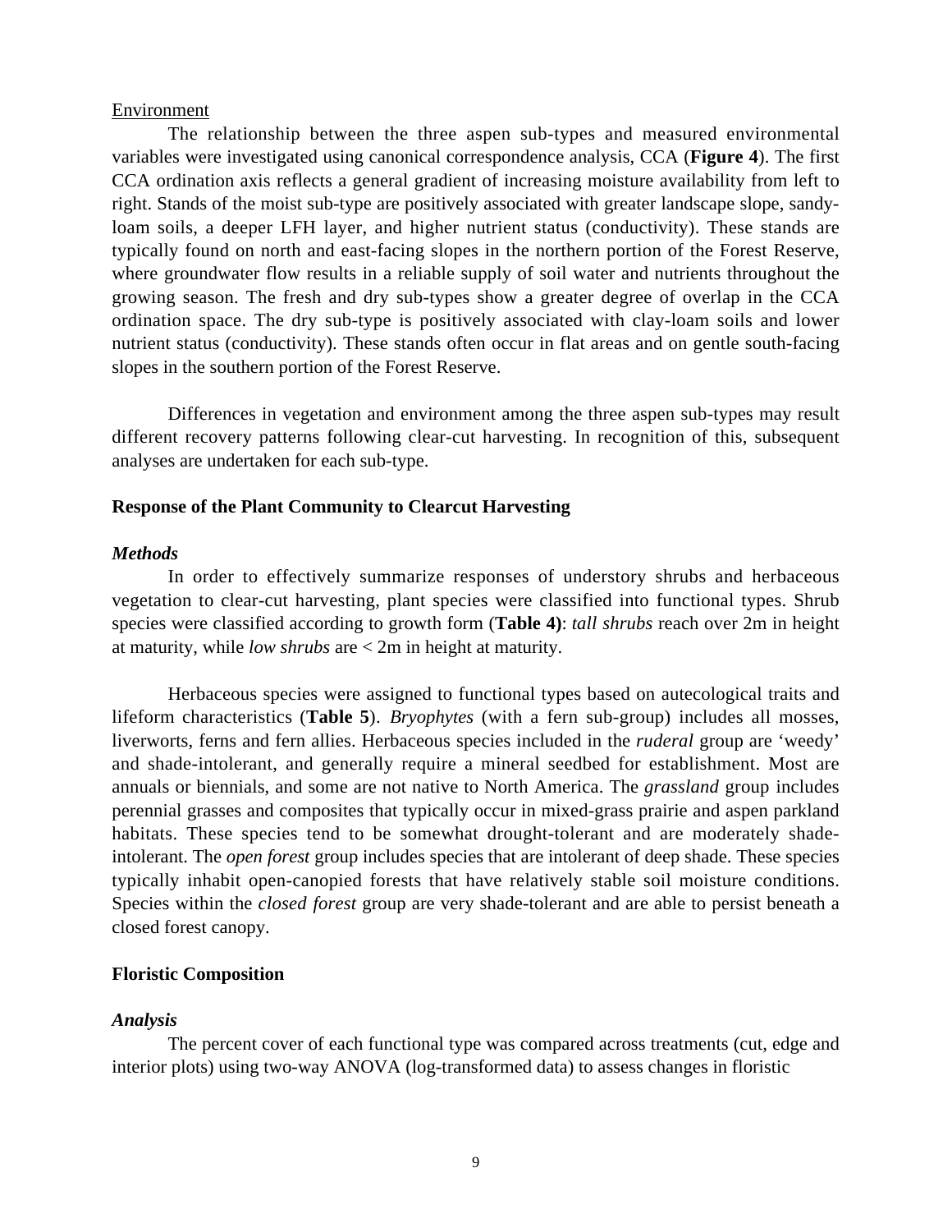Environment

The relationship between the three aspen sub-types and measured environmental variables were investigated using canonical correspondence analysis, CCA (**Figure 4**). The first CCA ordination axis reflects a general gradient of increasing moisture availability from left to right. Stands of the moist sub-type are positively associated with greater landscape slope, sandy-loam soils, a deeper LFH layer, and higher nutrient status (conductivity). These stands are typically found on north and east-facing slopes in the northern portion of the Forest Reserve, where groundwater flow results in a reliable supply of soil water and nutrients throughout the growing season. The fresh and dry sub-types show a greater degree of overlap in the CCA ordination space. The dry sub-type is positively associated with clay-loam soils and lower nutrient status (conductivity). These stands often occur in flat areas and on gentle south-facing slopes in the southern portion of the Forest Reserve.

Differences in vegetation and environment among the three aspen sub-types may result different recovery patterns following clear-cut harvesting. In recognition of this, subsequent analyses are undertaken for each sub-type.

## Response of the Plant Community to Clearcut Harvesting

### *Methods*

In order to effectively summarize responses of understory shrubs and herbaceous vegetation to clear-cut harvesting, plant species were classified into functional types. Shrub species were classified according to growth form (**Table 4)**: *tall shrubs* reach over 2m in height at maturity, while *low shrubs* are < 2m in height at maturity.

Herbaceous species were assigned to functional types based on autecological traits and lifeform characteristics (**Table 5**). *Bryophytes* (with a fern sub-group) includes all mosses, liverworts, ferns and fern allies. Herbaceous species included in the *ruderal* group are 'weedy' and shade-intolerant, and generally require a mineral seedbed for establishment. Most are annuals or biennials, and some are not native to North America. The *grassland* group includes perennial grasses and composites that typically occur in mixed-grass prairie and aspen parkland habitats. These species tend to be somewhat drought-tolerant and are moderately shade-intolerant. The *open forest* group includes species that are intolerant of deep shade. These species typically inhabit open-canopied forests that have relatively stable soil moisture conditions. Species within the *closed forest* group are very shade-tolerant and are able to persist beneath a closed forest canopy.

## Floristic Composition

### *Analysis*

The percent cover of each functional type was compared across treatments (cut, edge and interior plots) using two-way ANOVA (log-transformed data) to assess changes in floristic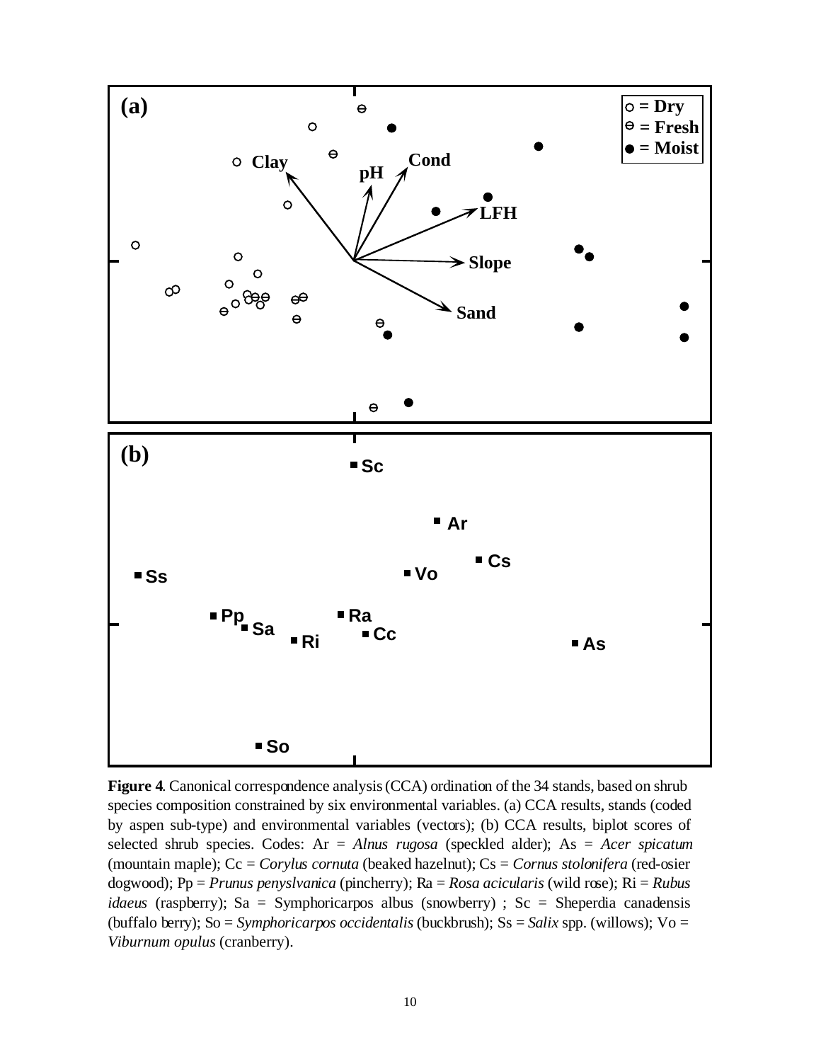**Figure 4**. Canonical correspondence analysis (CCA) ordination of the 34 stands, based on shrub species composition constrained by six environmental variables. (a) CCA results, stands (coded by aspen sub-type) and environmental variables (vectors); (b) CCA results, biplot scores of selected shrub species. Codes: Ar = *Alnus rugosa* (speckled alder); As = *Acer spicatum* (mountain maple); Cc = *Corylus cornuta* (beaked hazelnut); Cs = *Cornus stolonifera* (red-osier dogwood); Pp = *Prunus penyslvanica* (pincherry); Ra = *Rosa acicularis* (wild rose); Ri = *Rubus idaeus* (raspberry); Sa = Symphoricarpos albus (snowberry) ; Sc = Sheperdia canadensis (buffalo berry); So = *Symphoricarpos occidentalis* (buckbrush); Ss = *Salix* spp. (willows); Vo = *Viburnum opulus* (cranberry).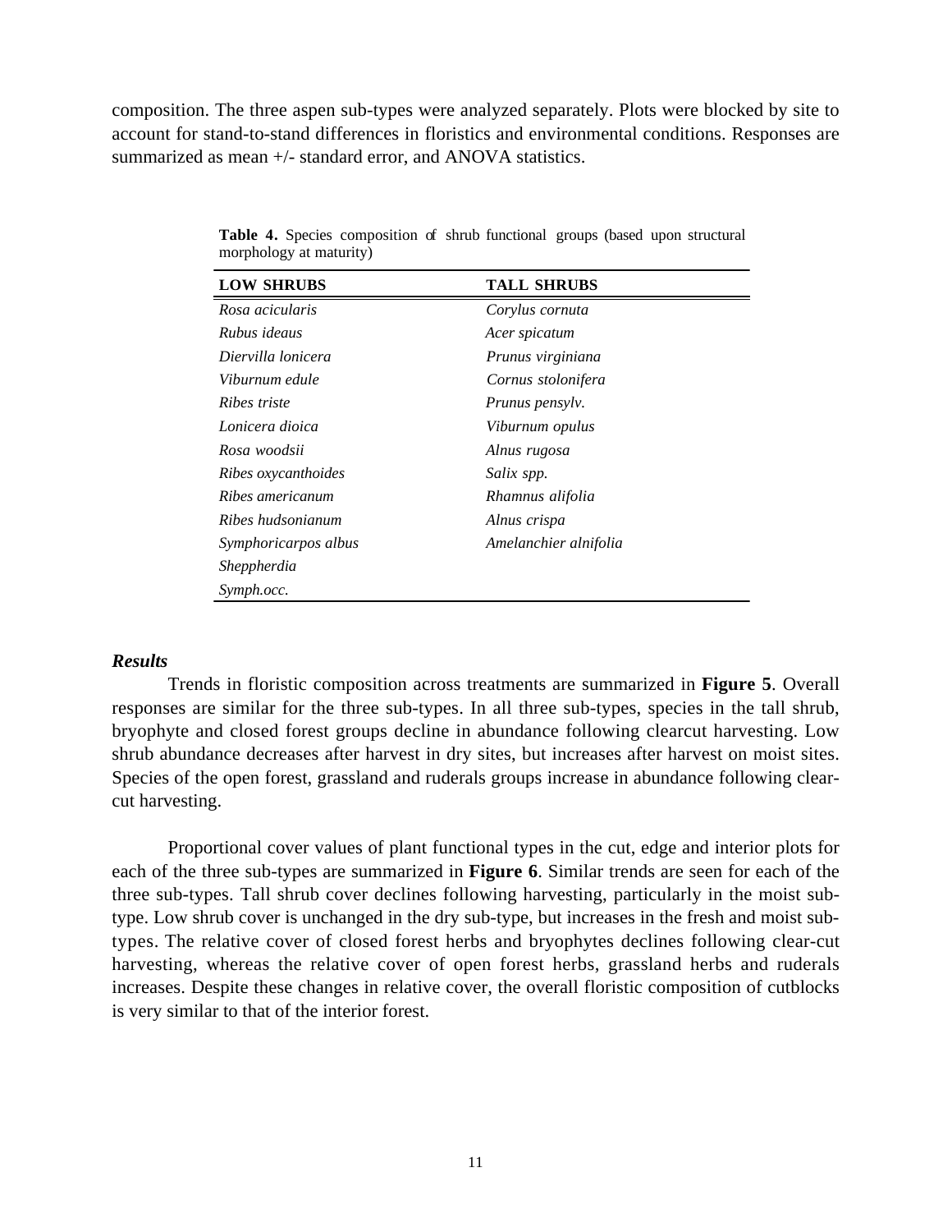composition. The three aspen sub-types were analyzed separately. Plots were blocked by site to account for stand-to-stand differences in floristics and environmental conditions. Responses are summarized as mean +/- standard error, and ANOVA statistics.

**Table 4.** Species composition of shrub functional groups (based upon structural morphology at maturity)

| LOW SHRUBS | TALL SHRUBS |
|---|---|
| *Rosa acicularis* | *Corylus cornuta* |
| *Rubus ideaus* | *Acer spicatum* |
| *Diervilla lonicera* | *Prunus virginiana* |
| *Viburnum edule* | *Cornus stolonifera* |
| *Ribes triste* | *Prunus pensylv.* |
| *Lonicera dioica* | *Viburnum opulus* |
| *Rosa woodsii* | *Alnus rugosa* |
| *Ribes oxycanthoides* | *Salix spp.* |
| *Ribes americanum* | *Rhamnus alifolia* |
| *Ribes hudsonianum* | *Alnus crispa* |
| *Symphoricarpos albus* | *Amelanchier alnifolia* |
| *Sheppherdia* | |
| *Symph.occ.* | |

### *Results*

Trends in floristic composition across treatments are summarized in **Figure 5**. Overall responses are similar for the three sub-types. In all three sub-types, species in the tall shrub, bryophyte and closed forest groups decline in abundance following clearcut harvesting. Low shrub abundance decreases after harvest in dry sites, but increases after harvest on moist sites. Species of the open forest, grassland and ruderals groups increase in abundance following clear-cut harvesting.

Proportional cover values of plant functional types in the cut, edge and interior plots for each of the three sub-types are summarized in **Figure 6**. Similar trends are seen for each of the three sub-types. Tall shrub cover declines following harvesting, particularly in the moist sub-type. Low shrub cover is unchanged in the dry sub-type, but increases in the fresh and moist sub-types. The relative cover of closed forest herbs and bryophytes declines following clear-cut harvesting, whereas the relative cover of open forest herbs, grassland herbs and ruderals increases. Despite these changes in relative cover, the overall floristic composition of cutblocks is very similar to that of the interior forest.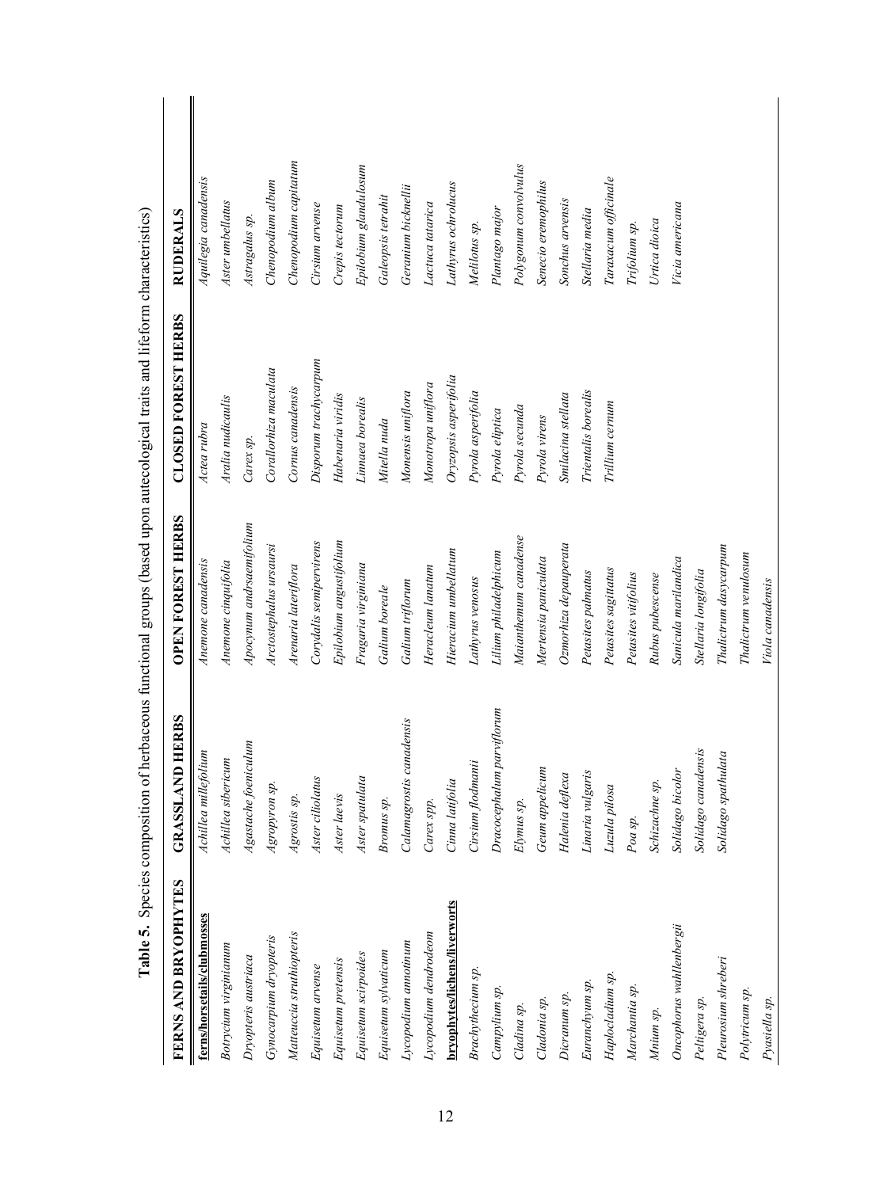**Table 5.** Species composition of herbaceous functional groups (based upon autecological traits and lifeform characteristics)

| FERNS AND BRYOPHYTES | GRASSLAND HERBS | OPEN FOREST HERBS | CLOSED FOREST HERBS | RUDERALS |
|---|---|---|---|---|
| **ferns/horsetails/clubmosses** | *Achillea millefolium* | *Anemone canadensis* | *Actea rubra* | *Aquilegia canadensis* |
| *Botrycium virginianum* | *Achillea sibericum* | *Anemone cinquifolia* | *Aralia nudicaulis* | *Aster umbellatus* |
| *Dryopteris austriaca* | *Agastache foeniculum* | *Apocynum andrsaemifolium* | *Carex sp.* | *Astragalus sp.* |
| *Gynocarpium dryopteris* | *Agropyron sp.* | *Arctostephalus ursaursi* | *Corallorhiza maculata* | *Chenopodium album* |
| *Matteuccia struthiopteris* | *Agrostis sp.* | *Arenaria lateriflora* | *Cornus canadensis* | *Chenopodium capitatum* |
| *Equisetum arvense* | *Aster ciliolatus* | *Corydalis semipervirens* | *Disporum trachycarpum* | *Cirsium arvense* |
| *Equisetum pretensis* | *Aster laevis* | *Epilobium angustifolium* | *Habenaria viridis* | *Crepis tectorum* |
| *Equisetum scirpoides* | *Aster spatulata* | *Fragaria virginiana* | *Linnaea borealis* | *Epilobium glandulosum* |
| *Equisetum sylvaticum* | *Bromus sp.* | *Galium boreale* | *Mitella nuda* | *Galeopsis tetrahit* |
| *Lycopodium annotinum* | *Calamagrostis canadensis* | *Galium triflorum* | *Monensis uniflora* | *Geranium bicknellii* |
| *Lycopodium dendrodeom* | *Carex spp.* | *Heracleum lanatum* | *Monotropa uniflora* | *Lactuca tatarica* |
| **bryophytes/lichens/liverworts** | *Cinna latifolia* | *Hieracium umbellatum* | *Oryzopsis asperifolia* | *Lathyrus ochrolucus* |
| *Brachythecium sp.* | *Cirsium flodmanii* | *Lathyrus venosus* | *Pyrola asperifolia* | *Melilotus sp.* |
| *Campylium sp.* | *Dracocephalum parviflorum* | *Lilium philadelphicum* | *Pyrola eliptica* | *Plantago major* |
| *Cladina sp.* | *Elymus sp.* | *Maianthemum canadense* | *Pyrola secunda* | *Polygonum convolvulus* |
| *Cladonia sp.* | *Geum appelicum* | *Mertensia paniculata* | *Pyrola virens* | *Senecio eremophilus* |
| *Dicranum sp.* | *Halenia deflexa* | *Ozmorhiza depauperata* | *Smilacina stellata* | *Sonchus arvensis* |
| *Euranchyum sp.* | *Linaria vulgaris* | *Petasites palmatus* | *Trientalis borealis* | *Stellaria media* |
| *Haplocladium sp.* | *Luzula pilosa* | *Petasites sagittatus* | *Trillium cernum* | *Taraxacum officinale* |
| *Marchantia sp.* | *Poa sp.* | *Petasites vitifolius* | | *Trifolium sp.* |
| *Mnium sp.* | *Schizachne sp.* | *Rubus pubescense* | | *Urtica dioica* |
| *Oncophorus wahllenbergii* | *Solidago bicolor* | *Sanicula marilandica* | | *Vicia americana* |
| *Peltigera sp.* | *Solidago canadensis* | *Stellaria longifolia* | | |
| *Pleurosium shreberi* | *Solidago spathulata* | *Thalictrum dasycarpum* | | |
| *Polytricum sp.* | | *Thalictrum venulosum* | | |
| *Pyasiella sp.* | | *Viola canadensis* | | |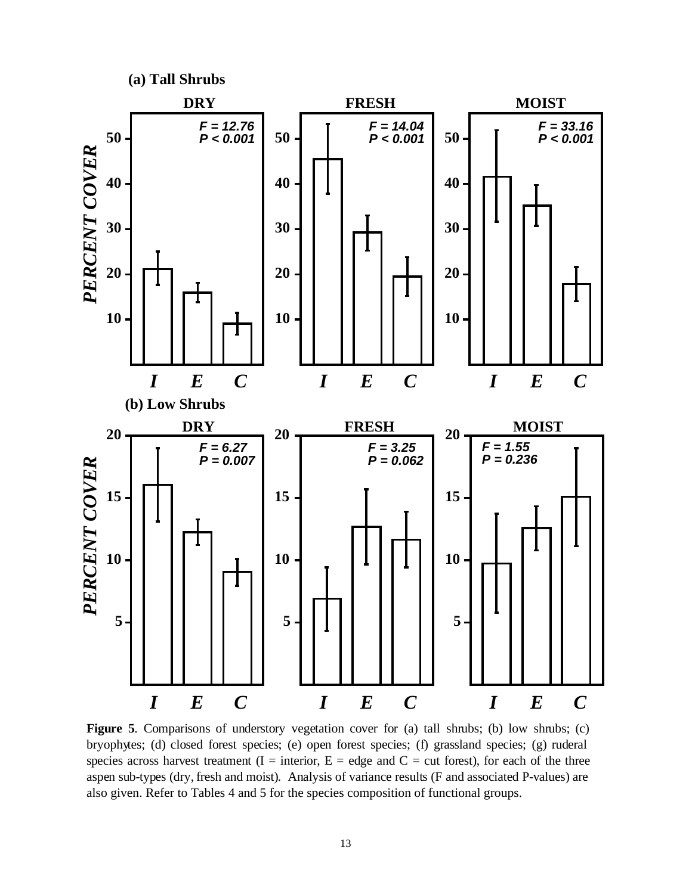**Figure 5**. Comparisons of understory vegetation cover for (a) tall shrubs; (b) low shrubs; (c) bryophytes; (d) closed forest species; (e) open forest species; (f) grassland species; (g) ruderal species across harvest treatment (I = interior, E = edge and C = cut forest), for each of the three aspen sub-types (dry, fresh and moist). Analysis of variance results (F and associated P-values) are also given. Refer to Tables 4 and 5 for the species composition of functional groups.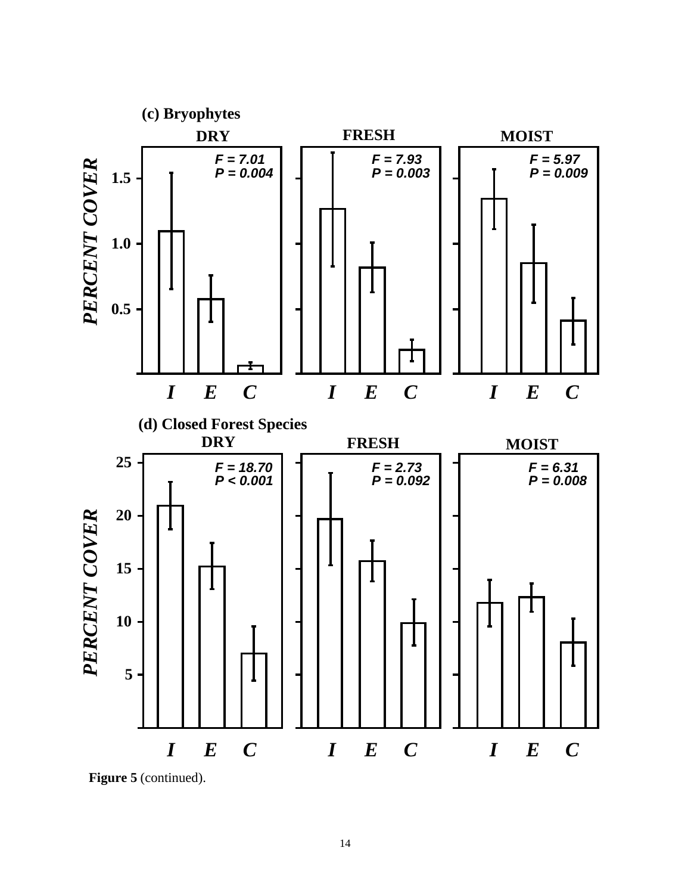**(c) Bryophytes**

| | DRY | FRESH | MOIST |
| --- | --- | --- | --- |
| Statistics | $F = 7.01$, $P = 0.004$ | $F = 7.93$, $P = 0.003$ | $F = 5.97$, $P = 0.009$ |

PERCENT COVER

I E C

**(d) Closed Forest Species**

| | DRY | FRESH | MOIST |
| --- | --- | --- | --- |
| Statistics | $F = 18.70$, $P < 0.001$ | $F = 2.73$, $P = 0.092$ | $F = 6.31$, $P = 0.008$ |

PERCENT COVER

I E C

**Figure 5** (continued).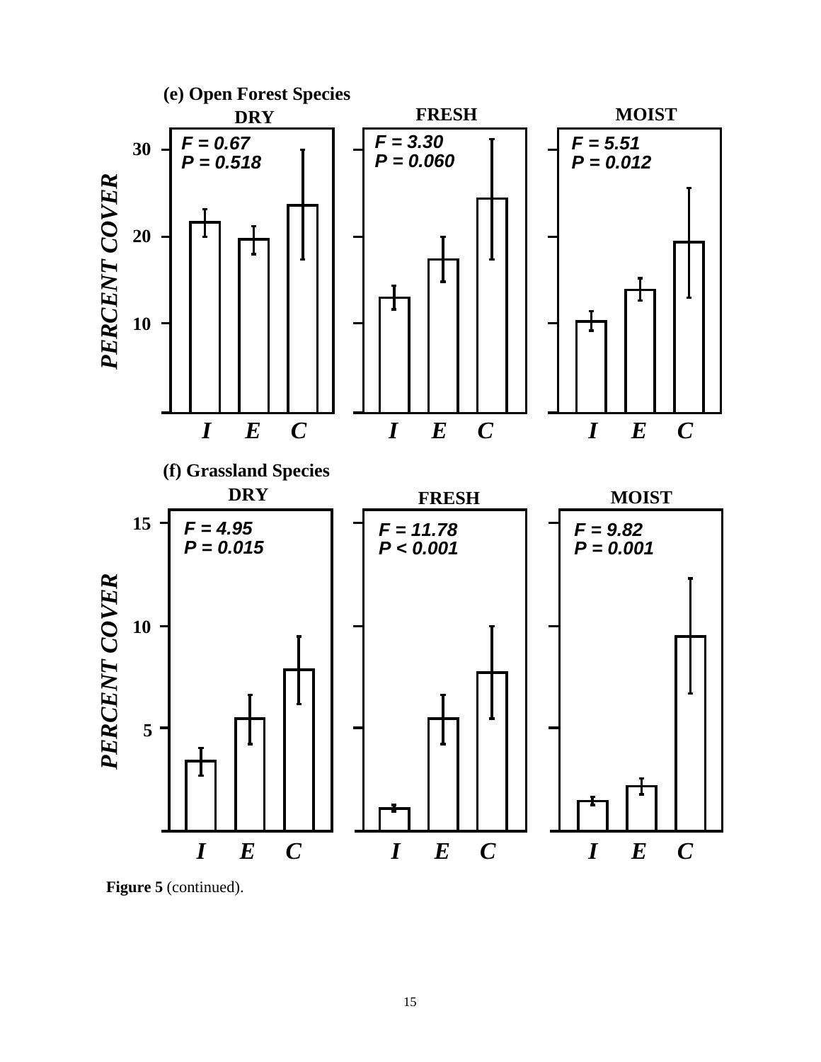(e) Open Forest Species

| | DRY | FRESH | MOIST |
|---|---|---|---|
| F | $F = 0.67$ | $F = 3.30$ | $F = 5.51$ |
| P | $P = 0.518$ | $P = 0.060$ | $P = 0.012$ |

(f) Grassland Species

| | DRY | FRESH | MOIST |
|---|---|---|---|
| F | $F = 4.95$ | $F = 11.78$ | $F = 9.82$ |
| P | $P = 0.015$ | $P < 0.001$ | $P = 0.001$ |

PERCENT COVER by treatment: I, E, C

**Figure 5** (continued).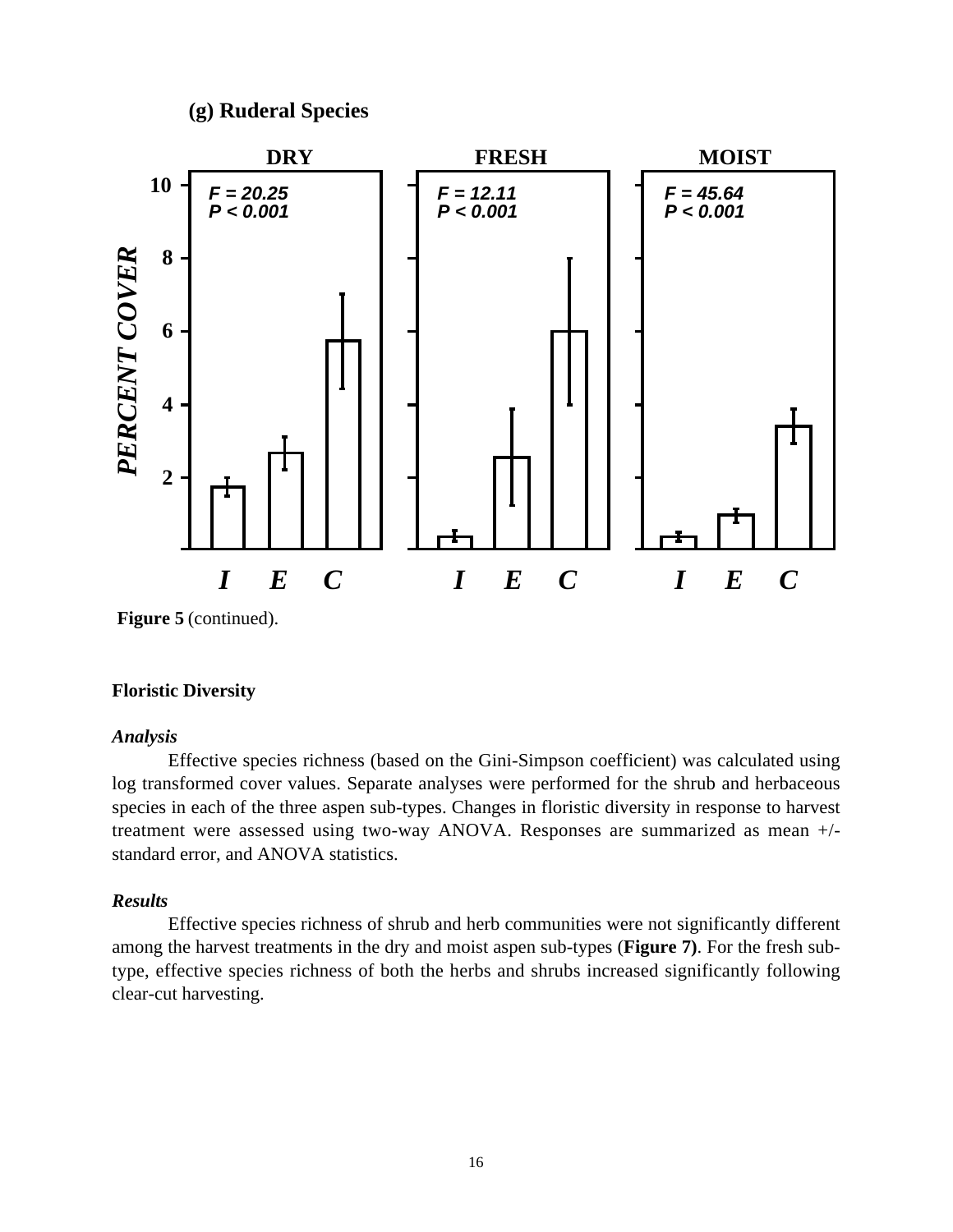**(g) Ruderal Species**

**Figure 5** (continued).

**Floristic Diversity**

***Analysis***

Effective species richness (based on the Gini-Simpson coefficient) was calculated using log transformed cover values. Separate analyses were performed for the shrub and herbaceous species in each of the three aspen sub-types. Changes in floristic diversity in response to harvest treatment were assessed using two-way ANOVA. Responses are summarized as mean +/- standard error, and ANOVA statistics.

***Results***

Effective species richness of shrub and herb communities were not significantly different among the harvest treatments in the dry and moist aspen sub-types (**Figure 7)**. For the fresh sub-type, effective species richness of both the herbs and shrubs increased significantly following clear-cut harvesting.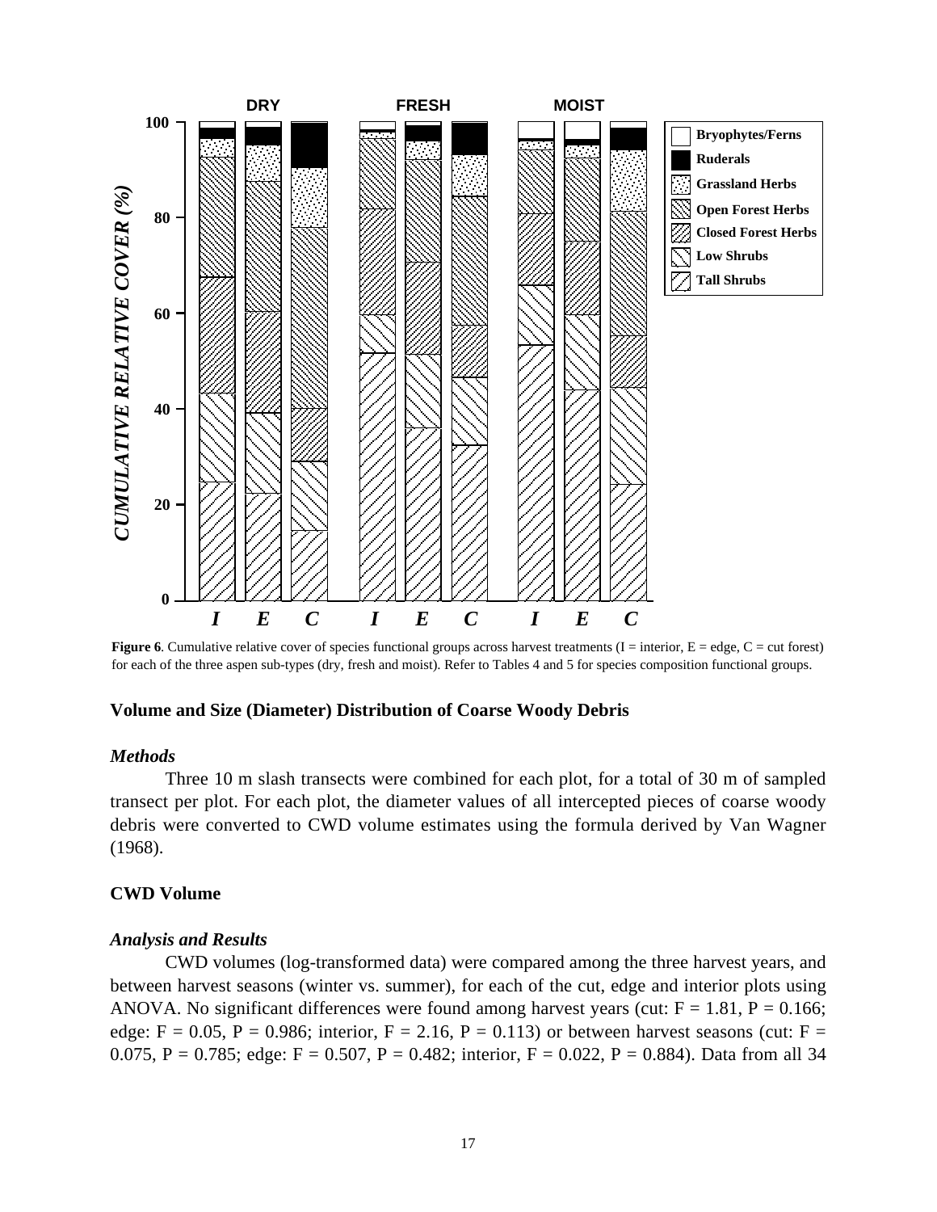**Figure 6**. Cumulative relative cover of species functional groups across harvest treatments (I = interior, E = edge, C = cut forest) for each of the three aspen sub-types (dry, fresh and moist). Refer to Tables 4 and 5 for species composition functional groups.

### Volume and Size (Diameter) Distribution of Coarse Woody Debris

#### *Methods*

Three 10 m slash transects were combined for each plot, for a total of 30 m of sampled transect per plot. For each plot, the diameter values of all intercepted pieces of coarse woody debris were converted to CWD volume estimates using the formula derived by Van Wagner (1968).

### CWD Volume

#### *Analysis and Results*

CWD volumes (log-transformed data) were compared among the three harvest years, and between harvest seasons (winter vs. summer), for each of the cut, edge and interior plots using ANOVA. No significant differences were found among harvest years (cut: $F = 1.81$, $P = 0.166$; edge: $F = 0.05$, $P = 0.986$; interior, $F = 2.16$, $P = 0.113$) or between harvest seasons (cut: $F = 0.075$, $P = 0.785$; edge: $F = 0.507$, $P = 0.482$; interior, $F = 0.022$, $P = 0.884$). Data from all 34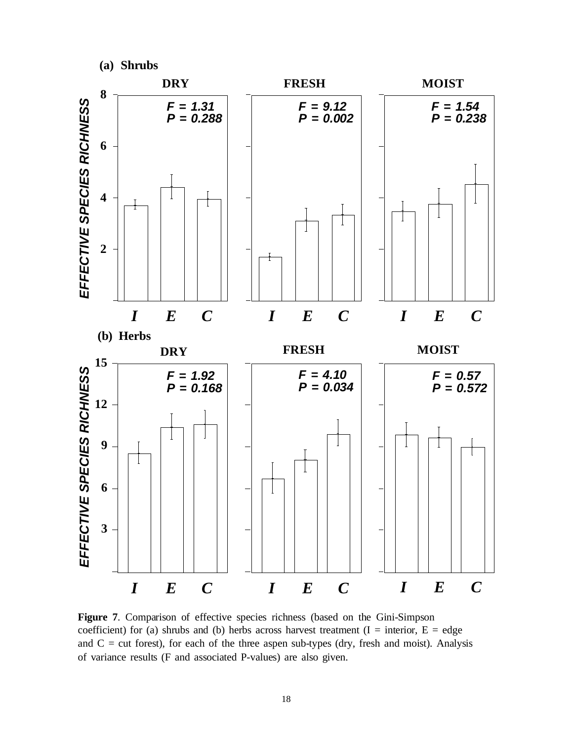**Figure 7**. Comparison of effective species richness (based on the Gini-Simpson coefficient) for (a) shrubs and (b) herbs across harvest treatment (I = interior, E = edge and C = cut forest), for each of the three aspen sub-types (dry, fresh and moist). Analysis of variance results (F and associated P-values) are also given.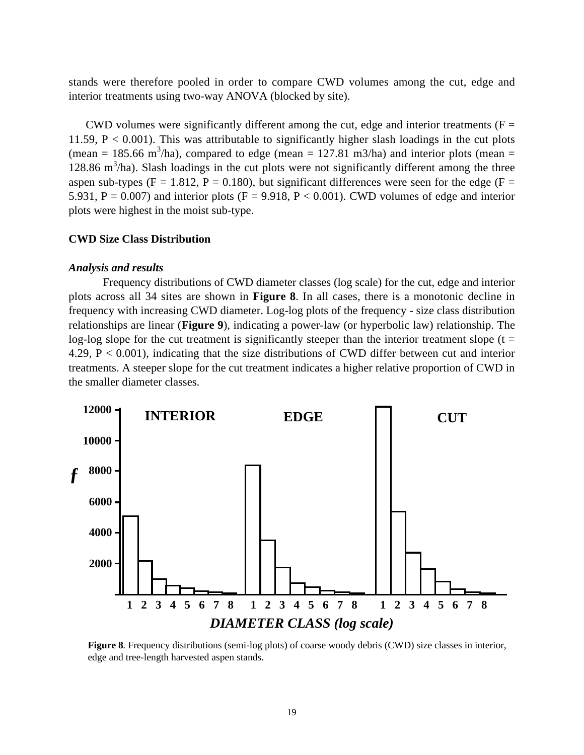stands were therefore pooled in order to compare CWD volumes among the cut, edge and interior treatments using two-way ANOVA (blocked by site).

CWD volumes were significantly different among the cut, edge and interior treatments ($F = 11.59$, $P < 0.001$). This was attributable to significantly higher slash loadings in the cut plots (mean = 185.66 $m^3$/ha), compared to edge (mean = 127.81 m3/ha) and interior plots (mean = 128.86 $m^3$/ha). Slash loadings in the cut plots were not significantly different among the three aspen sub-types ($F = 1.812$, $P = 0.180$), but significant differences were seen for the edge ($F = 5.931$, $P = 0.007$) and interior plots ($F = 9.918$, $P < 0.001$). CWD volumes of edge and interior plots were highest in the moist sub-type.

### CWD Size Class Distribution

#### *Analysis and results*

Frequency distributions of CWD diameter classes (log scale) for the cut, edge and interior plots across all 34 sites are shown in **Figure 8**. In all cases, there is a monotonic decline in frequency with increasing CWD diameter. Log-log plots of the frequency - size class distribution relationships are linear (**Figure 9**), indicating a power-law (or hyperbolic law) relationship. The log-log slope for the cut treatment is significantly steeper than the interior treatment slope ($t = 4.29$, $P < 0.001$), indicating that the size distributions of CWD differ between cut and interior treatments. A steeper slope for the cut treatment indicates a higher relative proportion of CWD in the smaller diameter classes.

**Figure 8**. Frequency distributions (semi-log plots) of coarse woody debris (CWD) size classes in interior, edge and tree-length harvested aspen stands.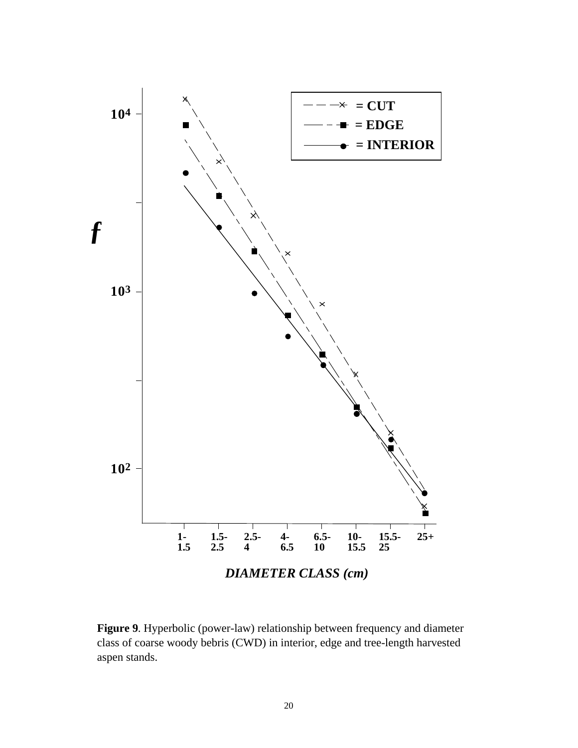**Figure 9**. Hyperbolic (power-law) relationship between frequency and diameter class of coarse woody bebris (CWD) in interior, edge and tree-length harvested aspen stands.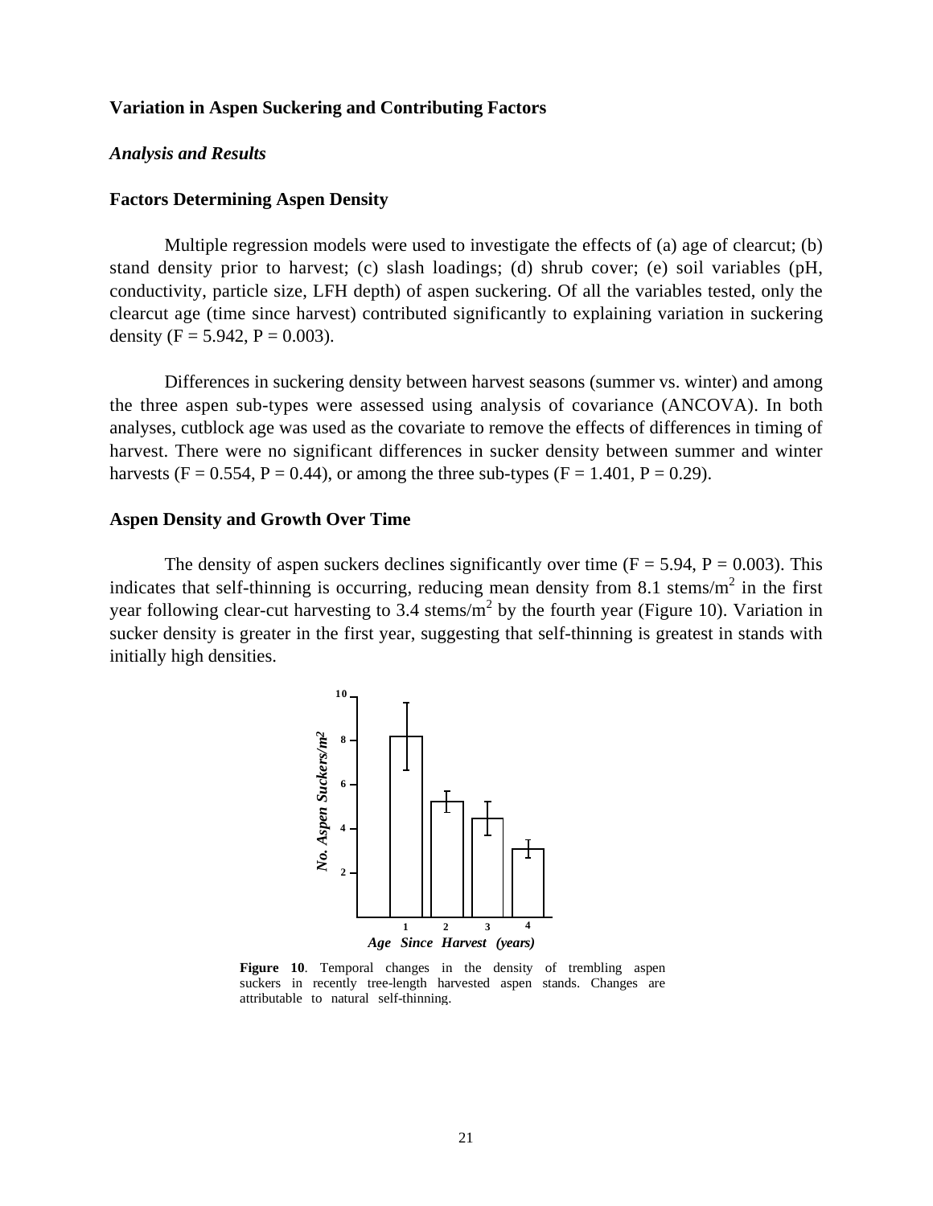**Variation in Aspen Suckering and Contributing Factors**

***Analysis and Results***

**Factors Determining Aspen Density**

Multiple regression models were used to investigate the effects of (a) age of clearcut; (b) stand density prior to harvest; (c) slash loadings; (d) shrub cover; (e) soil variables (pH, conductivity, particle size, LFH depth) of aspen suckering. Of all the variables tested, only the clearcut age (time since harvest) contributed significantly to explaining variation in suckering density ($F = 5.942$, $P = 0.003$).

Differences in suckering density between harvest seasons (summer vs. winter) and among the three aspen sub-types were assessed using analysis of covariance (ANCOVA). In both analyses, cutblock age was used as the covariate to remove the effects of differences in timing of harvest. There were no significant differences in sucker density between summer and winter harvests ($F = 0.554$, $P = 0.44$), or among the three sub-types ($F = 1.401$, $P = 0.29$).

**Aspen Density and Growth Over Time**

The density of aspen suckers declines significantly over time ($F = 5.94$, $P = 0.003$). This indicates that self-thinning is occurring, reducing mean density from 8.1 stems/m$^2$ in the first year following clear-cut harvesting to 3.4 stems/m$^2$ by the fourth year (Figure 10). Variation in sucker density is greater in the first year, suggesting that self-thinning is greatest in stands with initially high densities.

**Figure 10**. Temporal changes in the density of trembling aspen suckers in recently tree-length harvested aspen stands. Changes are attributable to natural self-thinning.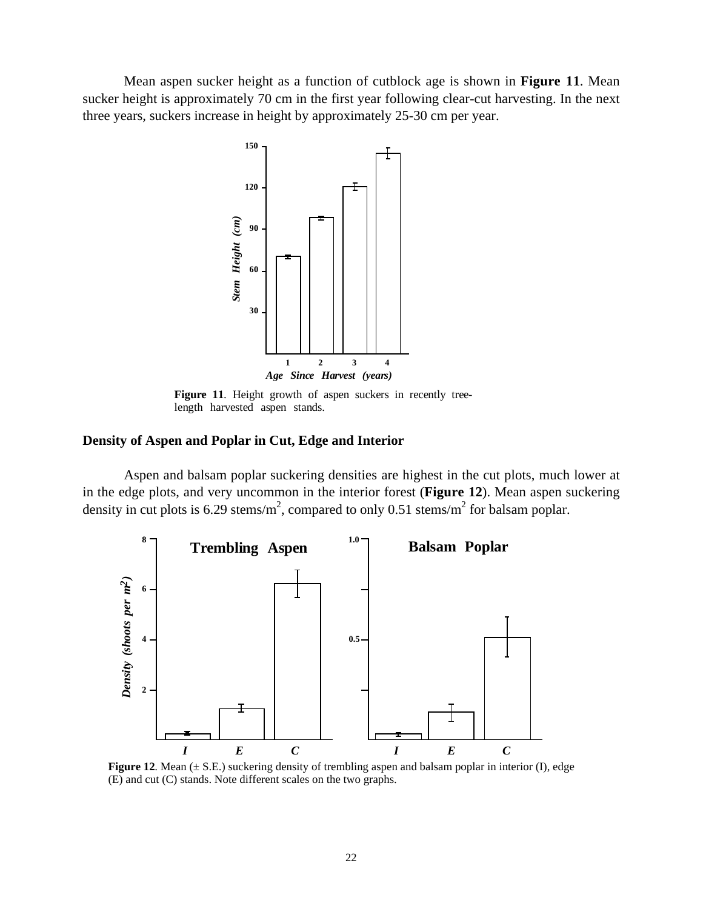Mean aspen sucker height as a function of cutblock age is shown in **Figure 11**. Mean sucker height is approximately 70 cm in the first year following clear-cut harvesting. In the next three years, suckers increase in height by approximately 25-30 cm per year.

**Figure 11**. Height growth of aspen suckers in recently tree-length harvested aspen stands.

### Density of Aspen and Poplar in Cut, Edge and Interior

Aspen and balsam poplar suckering densities are highest in the cut plots, much lower at in the edge plots, and very uncommon in the interior forest (**Figure 12**). Mean aspen suckering density in cut plots is 6.29 stems/m$^2$, compared to only 0.51 stems/m$^2$ for balsam poplar.

**Figure 12**. Mean (± S.E.) suckering density of trembling aspen and balsam poplar in interior (I), edge (E) and cut (C) stands. Note different scales on the two graphs.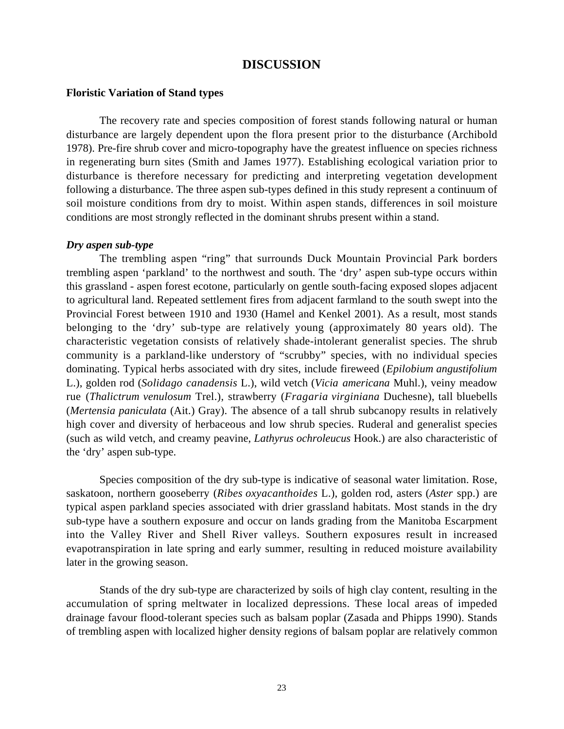# DISCUSSION

**Floristic Variation of Stand types**

The recovery rate and species composition of forest stands following natural or human disturbance are largely dependent upon the flora present prior to the disturbance (Archibold 1978). Pre-fire shrub cover and micro-topography have the greatest influence on species richness in regenerating burn sites (Smith and James 1977). Establishing ecological variation prior to disturbance is therefore necessary for predicting and interpreting vegetation development following a disturbance. The three aspen sub-types defined in this study represent a continuum of soil moisture conditions from dry to moist. Within aspen stands, differences in soil moisture conditions are most strongly reflected in the dominant shrubs present within a stand.

***Dry aspen sub-type***

The trembling aspen "ring" that surrounds Duck Mountain Provincial Park borders trembling aspen 'parkland' to the northwest and south. The 'dry' aspen sub-type occurs within this grassland - aspen forest ecotone, particularly on gentle south-facing exposed slopes adjacent to agricultural land. Repeated settlement fires from adjacent farmland to the south swept into the Provincial Forest between 1910 and 1930 (Hamel and Kenkel 2001). As a result, most stands belonging to the 'dry' sub-type are relatively young (approximately 80 years old). The characteristic vegetation consists of relatively shade-intolerant generalist species. The shrub community is a parkland-like understory of "scrubby" species, with no individual species dominating. Typical herbs associated with dry sites, include fireweed (*Epilobium angustifolium* L.), golden rod (*Solidago canadensis* L.), wild vetch (*Vicia americana* Muhl.), veiny meadow rue (*Thalictrum venulosum* Trel.), strawberry (*Fragaria virginiana* Duchesne), tall bluebells (*Mertensia paniculata* (Ait.) Gray). The absence of a tall shrub subcanopy results in relatively high cover and diversity of herbaceous and low shrub species. Ruderal and generalist species (such as wild vetch, and creamy peavine, *Lathyrus ochroleucus* Hook.) are also characteristic of the 'dry' aspen sub-type.

Species composition of the dry sub-type is indicative of seasonal water limitation. Rose, saskatoon, northern gooseberry (*Ribes oxyacanthoides* L.), golden rod, asters (*Aster* spp.) are typical aspen parkland species associated with drier grassland habitats. Most stands in the dry sub-type have a southern exposure and occur on lands grading from the Manitoba Escarpment into the Valley River and Shell River valleys. Southern exposures result in increased evapotranspiration in late spring and early summer, resulting in reduced moisture availability later in the growing season.

Stands of the dry sub-type are characterized by soils of high clay content, resulting in the accumulation of spring meltwater in localized depressions. These local areas of impeded drainage favour flood-tolerant species such as balsam poplar (Zasada and Phipps 1990). Stands of trembling aspen with localized higher density regions of balsam poplar are relatively common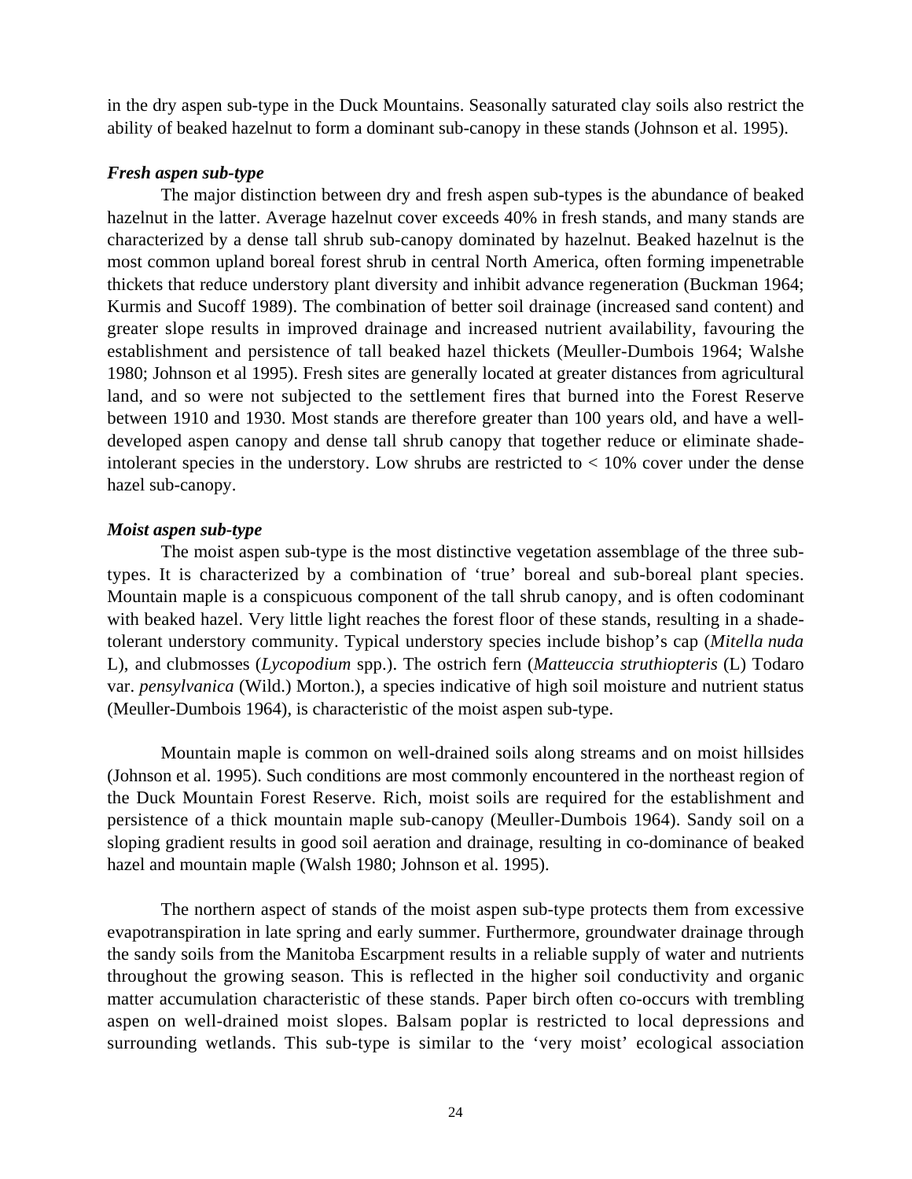in the dry aspen sub-type in the Duck Mountains. Seasonally saturated clay soils also restrict the ability of beaked hazelnut to form a dominant sub-canopy in these stands (Johnson et al. 1995).

### *Fresh aspen sub-type*

The major distinction between dry and fresh aspen sub-types is the abundance of beaked hazelnut in the latter. Average hazelnut cover exceeds 40% in fresh stands, and many stands are characterized by a dense tall shrub sub-canopy dominated by hazelnut. Beaked hazelnut is the most common upland boreal forest shrub in central North America, often forming impenetrable thickets that reduce understory plant diversity and inhibit advance regeneration (Buckman 1964; Kurmis and Sucoff 1989). The combination of better soil drainage (increased sand content) and greater slope results in improved drainage and increased nutrient availability, favouring the establishment and persistence of tall beaked hazel thickets (Meuller-Dumbois 1964; Walshe 1980; Johnson et al 1995). Fresh sites are generally located at greater distances from agricultural land, and so were not subjected to the settlement fires that burned into the Forest Reserve between 1910 and 1930. Most stands are therefore greater than 100 years old, and have a well-developed aspen canopy and dense tall shrub canopy that together reduce or eliminate shade-intolerant species in the understory. Low shrubs are restricted to < 10% cover under the dense hazel sub-canopy.

### *Moist aspen sub-type*

The moist aspen sub-type is the most distinctive vegetation assemblage of the three sub-types. It is characterized by a combination of 'true' boreal and sub-boreal plant species. Mountain maple is a conspicuous component of the tall shrub canopy, and is often codominant with beaked hazel. Very little light reaches the forest floor of these stands, resulting in a shade-tolerant understory community. Typical understory species include bishop's cap (*Mitella nuda* L), and clubmosses (*Lycopodium* spp.). The ostrich fern (*Matteuccia struthiopteris* (L) Todaro var. *pensylvanica* (Wild.) Morton.), a species indicative of high soil moisture and nutrient status (Meuller-Dumbois 1964), is characteristic of the moist aspen sub-type.

Mountain maple is common on well-drained soils along streams and on moist hillsides (Johnson et al. 1995). Such conditions are most commonly encountered in the northeast region of the Duck Mountain Forest Reserve. Rich, moist soils are required for the establishment and persistence of a thick mountain maple sub-canopy (Meuller-Dumbois 1964). Sandy soil on a sloping gradient results in good soil aeration and drainage, resulting in co-dominance of beaked hazel and mountain maple (Walsh 1980; Johnson et al. 1995).

The northern aspect of stands of the moist aspen sub-type protects them from excessive evapotranspiration in late spring and early summer. Furthermore, groundwater drainage through the sandy soils from the Manitoba Escarpment results in a reliable supply of water and nutrients throughout the growing season. This is reflected in the higher soil conductivity and organic matter accumulation characteristic of these stands. Paper birch often co-occurs with trembling aspen on well-drained moist slopes. Balsam poplar is restricted to local depressions and surrounding wetlands. This sub-type is similar to the 'very moist' ecological association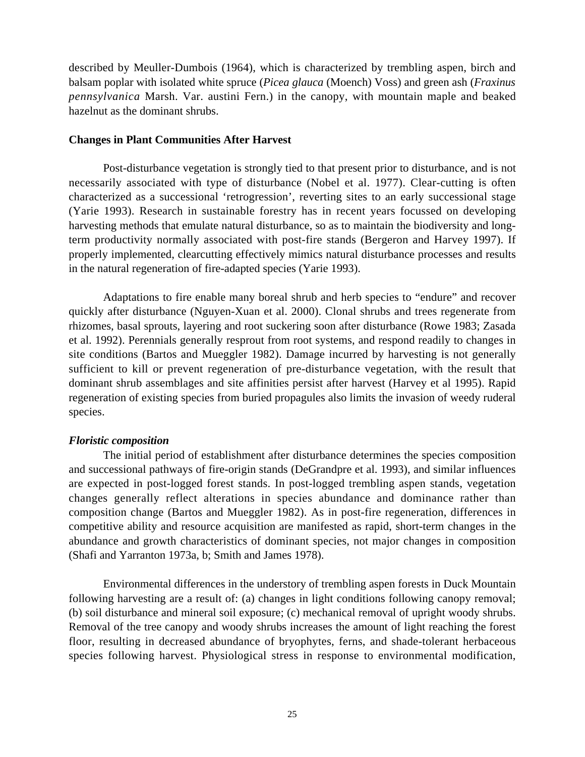described by Meuller-Dumbois (1964), which is characterized by trembling aspen, birch and balsam poplar with isolated white spruce (*Picea glauca* (Moench) Voss) and green ash (*Fraxinus pennsylvanica* Marsh. Var. austini Fern.) in the canopy, with mountain maple and beaked hazelnut as the dominant shrubs.

**Changes in Plant Communities After Harvest**

Post-disturbance vegetation is strongly tied to that present prior to disturbance, and is not necessarily associated with type of disturbance (Nobel et al. 1977). Clear-cutting is often characterized as a successional 'retrogression', reverting sites to an early successional stage (Yarie 1993). Research in sustainable forestry has in recent years focussed on developing harvesting methods that emulate natural disturbance, so as to maintain the biodiversity and long-term productivity normally associated with post-fire stands (Bergeron and Harvey 1997). If properly implemented, clearcutting effectively mimics natural disturbance processes and results in the natural regeneration of fire-adapted species (Yarie 1993).

Adaptations to fire enable many boreal shrub and herb species to "endure" and recover quickly after disturbance (Nguyen-Xuan et al. 2000). Clonal shrubs and trees regenerate from rhizomes, basal sprouts, layering and root suckering soon after disturbance (Rowe 1983; Zasada et al. 1992). Perennials generally resprout from root systems, and respond readily to changes in site conditions (Bartos and Mueggler 1982). Damage incurred by harvesting is not generally sufficient to kill or prevent regeneration of pre-disturbance vegetation, with the result that dominant shrub assemblages and site affinities persist after harvest (Harvey et al 1995). Rapid regeneration of existing species from buried propagules also limits the invasion of weedy ruderal species.

***Floristic composition***

The initial period of establishment after disturbance determines the species composition and successional pathways of fire-origin stands (DeGrandpre et al. 1993), and similar influences are expected in post-logged forest stands. In post-logged trembling aspen stands, vegetation changes generally reflect alterations in species abundance and dominance rather than composition change (Bartos and Mueggler 1982). As in post-fire regeneration, differences in competitive ability and resource acquisition are manifested as rapid, short-term changes in the abundance and growth characteristics of dominant species, not major changes in composition (Shafi and Yarranton 1973a, b; Smith and James 1978).

Environmental differences in the understory of trembling aspen forests in Duck Mountain following harvesting are a result of: (a) changes in light conditions following canopy removal; (b) soil disturbance and mineral soil exposure; (c) mechanical removal of upright woody shrubs. Removal of the tree canopy and woody shrubs increases the amount of light reaching the forest floor, resulting in decreased abundance of bryophytes, ferns, and shade-tolerant herbaceous species following harvest. Physiological stress in response to environmental modification,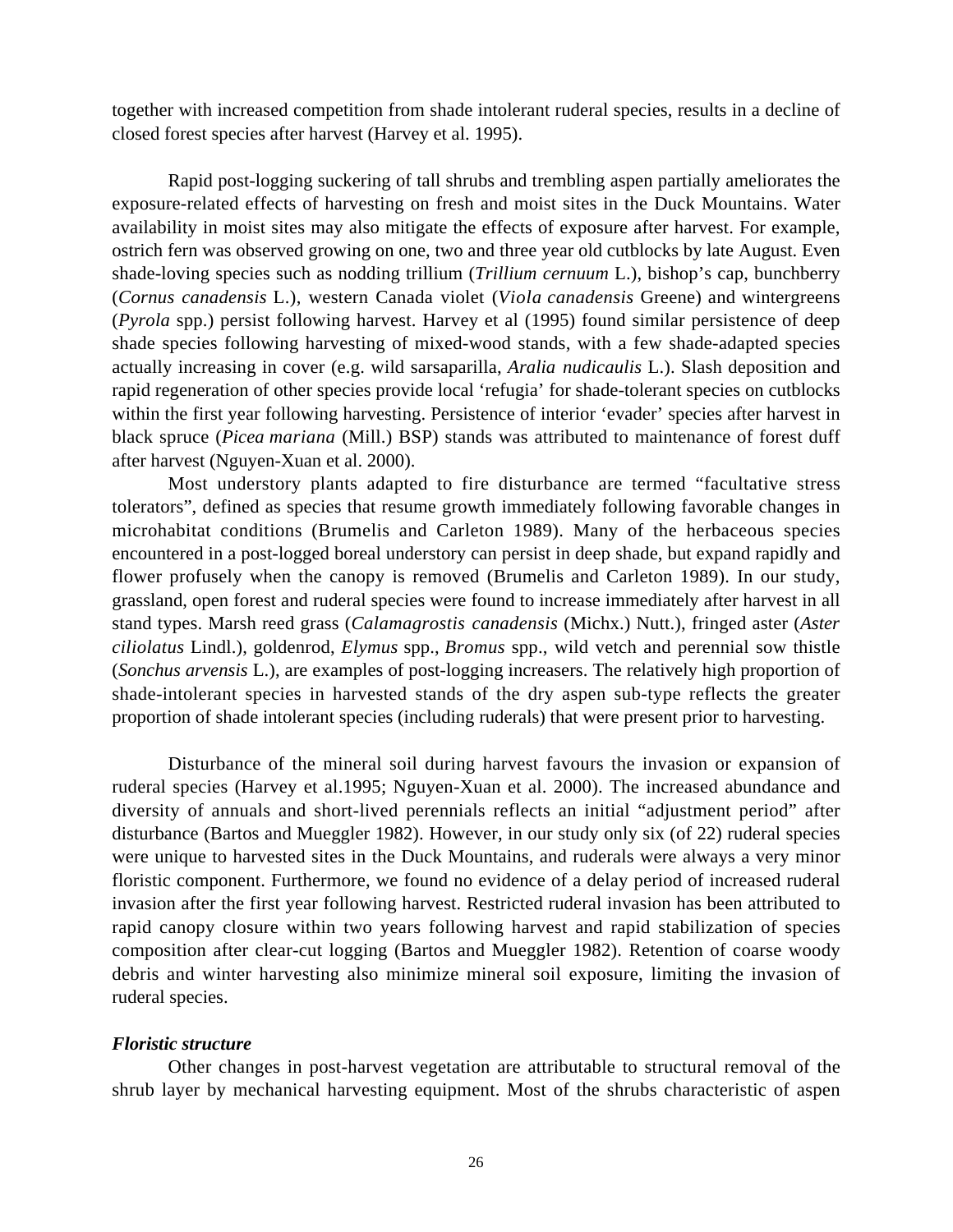together with increased competition from shade intolerant ruderal species, results in a decline of closed forest species after harvest (Harvey et al. 1995).

Rapid post-logging suckering of tall shrubs and trembling aspen partially ameliorates the exposure-related effects of harvesting on fresh and moist sites in the Duck Mountains. Water availability in moist sites may also mitigate the effects of exposure after harvest. For example, ostrich fern was observed growing on one, two and three year old cutblocks by late August. Even shade-loving species such as nodding trillium (*Trillium cernuum* L.), bishop's cap, bunchberry (*Cornus canadensis* L.), western Canada violet (*Viola canadensis* Greene) and wintergreens (*Pyrola* spp.) persist following harvest. Harvey et al (1995) found similar persistence of deep shade species following harvesting of mixed-wood stands, with a few shade-adapted species actually increasing in cover (e.g. wild sarsaparilla, *Aralia nudicaulis* L.). Slash deposition and rapid regeneration of other species provide local 'refugia' for shade-tolerant species on cutblocks within the first year following harvesting. Persistence of interior 'evader' species after harvest in black spruce (*Picea mariana* (Mill.) BSP) stands was attributed to maintenance of forest duff after harvest (Nguyen-Xuan et al. 2000).

Most understory plants adapted to fire disturbance are termed "facultative stress tolerators", defined as species that resume growth immediately following favorable changes in microhabitat conditions (Brumelis and Carleton 1989). Many of the herbaceous species encountered in a post-logged boreal understory can persist in deep shade, but expand rapidly and flower profusely when the canopy is removed (Brumelis and Carleton 1989). In our study, grassland, open forest and ruderal species were found to increase immediately after harvest in all stand types. Marsh reed grass (*Calamagrostis canadensis* (Michx.) Nutt.), fringed aster (*Aster ciliolatus* Lindl.), goldenrod, *Elymus* spp., *Bromus* spp., wild vetch and perennial sow thistle (*Sonchus arvensis* L.), are examples of post-logging increasers. The relatively high proportion of shade-intolerant species in harvested stands of the dry aspen sub-type reflects the greater proportion of shade intolerant species (including ruderals) that were present prior to harvesting.

Disturbance of the mineral soil during harvest favours the invasion or expansion of ruderal species (Harvey et al.1995; Nguyen-Xuan et al. 2000). The increased abundance and diversity of annuals and short-lived perennials reflects an initial "adjustment period" after disturbance (Bartos and Mueggler 1982). However, in our study only six (of 22) ruderal species were unique to harvested sites in the Duck Mountains, and ruderals were always a very minor floristic component. Furthermore, we found no evidence of a delay period of increased ruderal invasion after the first year following harvest. Restricted ruderal invasion has been attributed to rapid canopy closure within two years following harvest and rapid stabilization of species composition after clear-cut logging (Bartos and Mueggler 1982). Retention of coarse woody debris and winter harvesting also minimize mineral soil exposure, limiting the invasion of ruderal species.

***Floristic structure***

Other changes in post-harvest vegetation are attributable to structural removal of the shrub layer by mechanical harvesting equipment. Most of the shrubs characteristic of aspen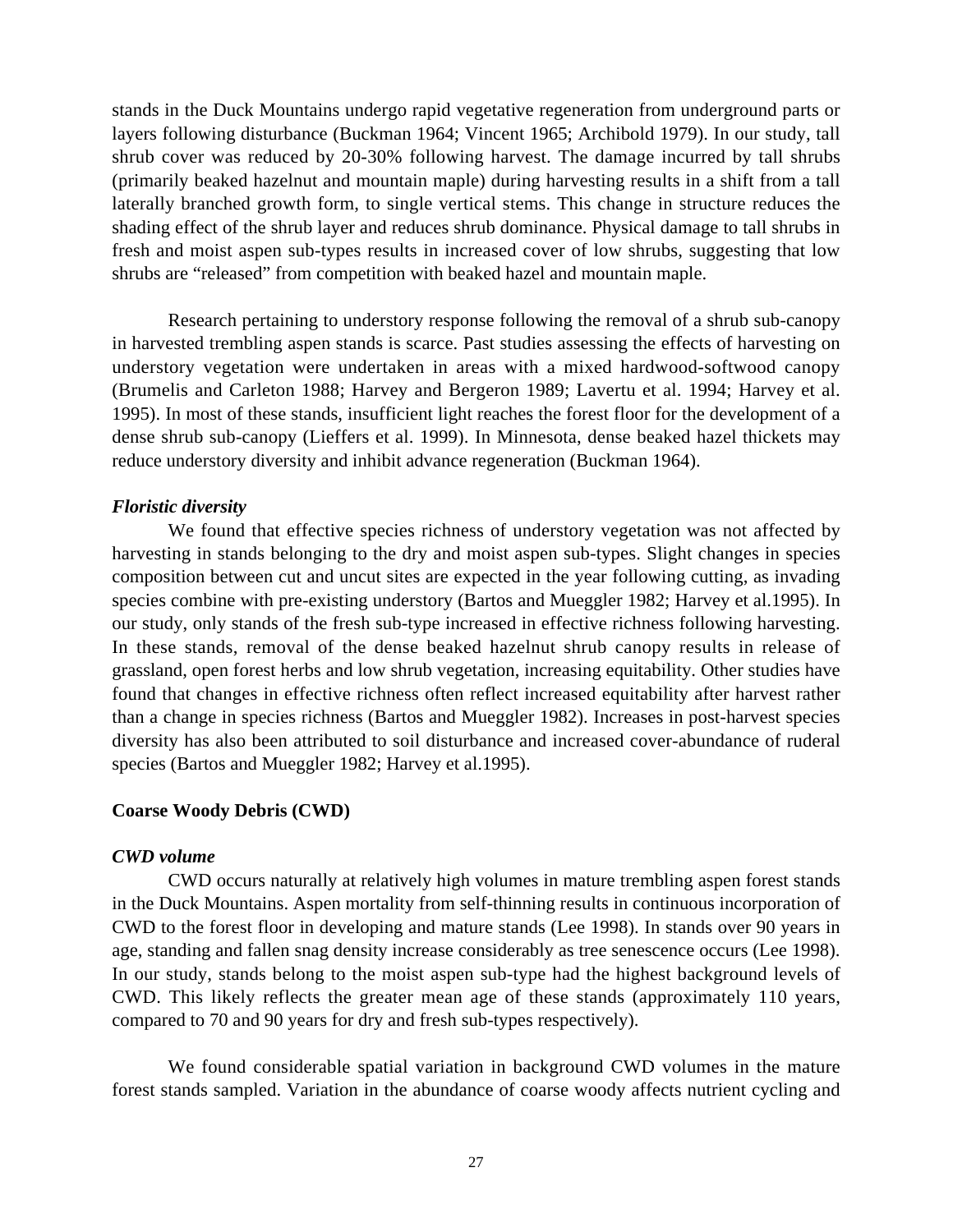stands in the Duck Mountains undergo rapid vegetative regeneration from underground parts or layers following disturbance (Buckman 1964; Vincent 1965; Archibold 1979). In our study, tall shrub cover was reduced by 20-30% following harvest. The damage incurred by tall shrubs (primarily beaked hazelnut and mountain maple) during harvesting results in a shift from a tall laterally branched growth form, to single vertical stems. This change in structure reduces the shading effect of the shrub layer and reduces shrub dominance. Physical damage to tall shrubs in fresh and moist aspen sub-types results in increased cover of low shrubs, suggesting that low shrubs are "released" from competition with beaked hazel and mountain maple.

Research pertaining to understory response following the removal of a shrub sub-canopy in harvested trembling aspen stands is scarce. Past studies assessing the effects of harvesting on understory vegetation were undertaken in areas with a mixed hardwood-softwood canopy (Brumelis and Carleton 1988; Harvey and Bergeron 1989; Lavertu et al. 1994; Harvey et al. 1995). In most of these stands, insufficient light reaches the forest floor for the development of a dense shrub sub-canopy (Lieffers et al. 1999). In Minnesota, dense beaked hazel thickets may reduce understory diversity and inhibit advance regeneration (Buckman 1964).

### *Floristic diversity*

We found that effective species richness of understory vegetation was not affected by harvesting in stands belonging to the dry and moist aspen sub-types. Slight changes in species composition between cut and uncut sites are expected in the year following cutting, as invading species combine with pre-existing understory (Bartos and Mueggler 1982; Harvey et al.1995). In our study, only stands of the fresh sub-type increased in effective richness following harvesting. In these stands, removal of the dense beaked hazelnut shrub canopy results in release of grassland, open forest herbs and low shrub vegetation, increasing equitability. Other studies have found that changes in effective richness often reflect increased equitability after harvest rather than a change in species richness (Bartos and Mueggler 1982). Increases in post-harvest species diversity has also been attributed to soil disturbance and increased cover-abundance of ruderal species (Bartos and Mueggler 1982; Harvey et al.1995).

## Coarse Woody Debris (CWD)

### *CWD volume*

CWD occurs naturally at relatively high volumes in mature trembling aspen forest stands in the Duck Mountains. Aspen mortality from self-thinning results in continuous incorporation of CWD to the forest floor in developing and mature stands (Lee 1998). In stands over 90 years in age, standing and fallen snag density increase considerably as tree senescence occurs (Lee 1998). In our study, stands belong to the moist aspen sub-type had the highest background levels of CWD. This likely reflects the greater mean age of these stands (approximately 110 years, compared to 70 and 90 years for dry and fresh sub-types respectively).

We found considerable spatial variation in background CWD volumes in the mature forest stands sampled. Variation in the abundance of coarse woody affects nutrient cycling and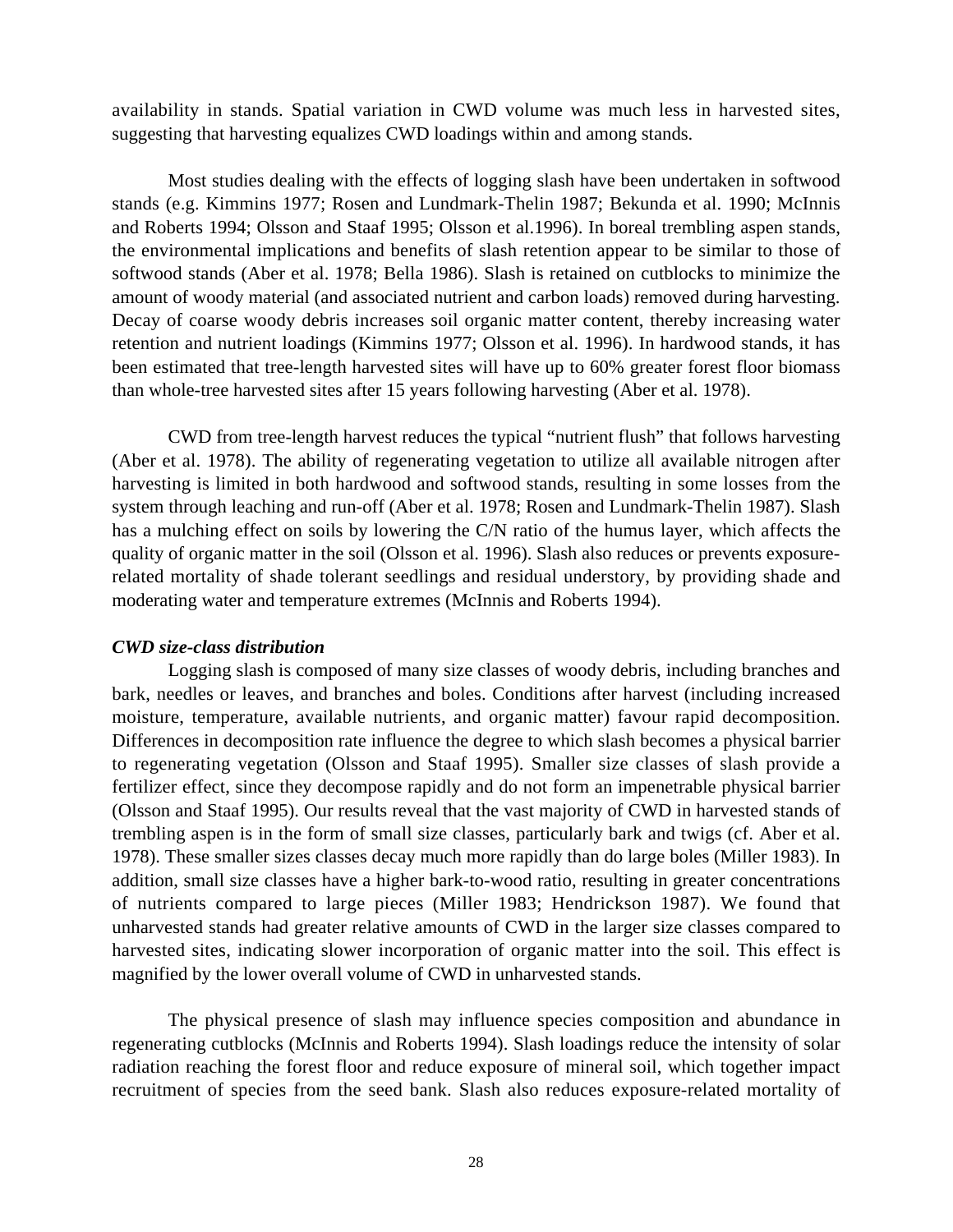availability in stands. Spatial variation in CWD volume was much less in harvested sites, suggesting that harvesting equalizes CWD loadings within and among stands.

Most studies dealing with the effects of logging slash have been undertaken in softwood stands (e.g. Kimmins 1977; Rosen and Lundmark-Thelin 1987; Bekunda et al. 1990; McInnis and Roberts 1994; Olsson and Staaf 1995; Olsson et al.1996). In boreal trembling aspen stands, the environmental implications and benefits of slash retention appear to be similar to those of softwood stands (Aber et al. 1978; Bella 1986). Slash is retained on cutblocks to minimize the amount of woody material (and associated nutrient and carbon loads) removed during harvesting. Decay of coarse woody debris increases soil organic matter content, thereby increasing water retention and nutrient loadings (Kimmins 1977; Olsson et al. 1996). In hardwood stands, it has been estimated that tree-length harvested sites will have up to 60% greater forest floor biomass than whole-tree harvested sites after 15 years following harvesting (Aber et al. 1978).

CWD from tree-length harvest reduces the typical "nutrient flush" that follows harvesting (Aber et al. 1978). The ability of regenerating vegetation to utilize all available nitrogen after harvesting is limited in both hardwood and softwood stands, resulting in some losses from the system through leaching and run-off (Aber et al. 1978; Rosen and Lundmark-Thelin 1987). Slash has a mulching effect on soils by lowering the C/N ratio of the humus layer, which affects the quality of organic matter in the soil (Olsson et al. 1996). Slash also reduces or prevents exposure-related mortality of shade tolerant seedlings and residual understory, by providing shade and moderating water and temperature extremes (McInnis and Roberts 1994).

***CWD size-class distribution***

Logging slash is composed of many size classes of woody debris, including branches and bark, needles or leaves, and branches and boles. Conditions after harvest (including increased moisture, temperature, available nutrients, and organic matter) favour rapid decomposition. Differences in decomposition rate influence the degree to which slash becomes a physical barrier to regenerating vegetation (Olsson and Staaf 1995). Smaller size classes of slash provide a fertilizer effect, since they decompose rapidly and do not form an impenetrable physical barrier (Olsson and Staaf 1995). Our results reveal that the vast majority of CWD in harvested stands of trembling aspen is in the form of small size classes, particularly bark and twigs (cf. Aber et al. 1978). These smaller sizes classes decay much more rapidly than do large boles (Miller 1983). In addition, small size classes have a higher bark-to-wood ratio, resulting in greater concentrations of nutrients compared to large pieces (Miller 1983; Hendrickson 1987). We found that unharvested stands had greater relative amounts of CWD in the larger size classes compared to harvested sites, indicating slower incorporation of organic matter into the soil. This effect is magnified by the lower overall volume of CWD in unharvested stands.

The physical presence of slash may influence species composition and abundance in regenerating cutblocks (McInnis and Roberts 1994). Slash loadings reduce the intensity of solar radiation reaching the forest floor and reduce exposure of mineral soil, which together impact recruitment of species from the seed bank. Slash also reduces exposure-related mortality of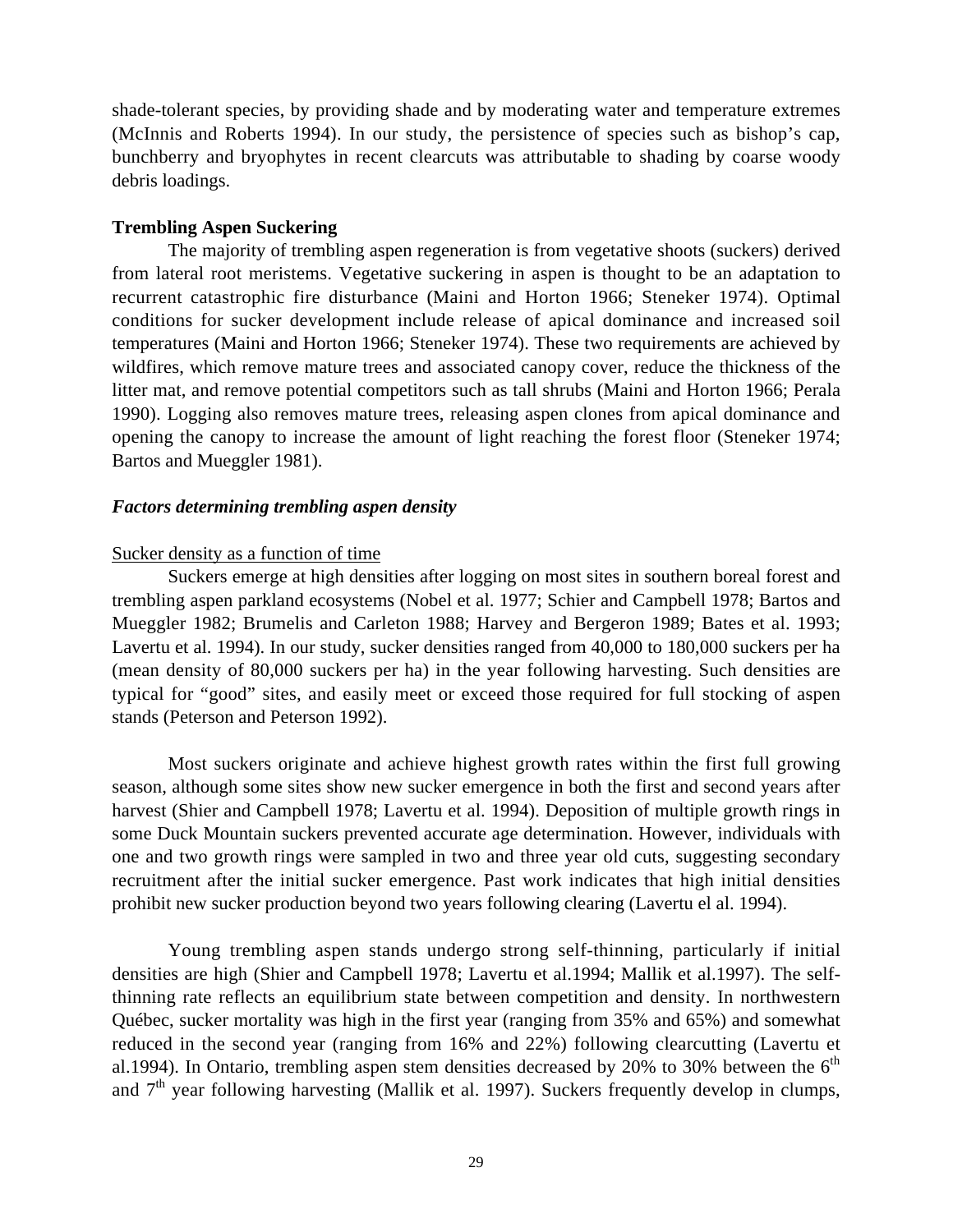shade-tolerant species, by providing shade and by moderating water and temperature extremes (McInnis and Roberts 1994). In our study, the persistence of species such as bishop's cap, bunchberry and bryophytes in recent clearcuts was attributable to shading by coarse woody debris loadings.

**Trembling Aspen Suckering**

The majority of trembling aspen regeneration is from vegetative shoots (suckers) derived from lateral root meristems. Vegetative suckering in aspen is thought to be an adaptation to recurrent catastrophic fire disturbance (Maini and Horton 1966; Steneker 1974). Optimal conditions for sucker development include release of apical dominance and increased soil temperatures (Maini and Horton 1966; Steneker 1974). These two requirements are achieved by wildfires, which remove mature trees and associated canopy cover, reduce the thickness of the litter mat, and remove potential competitors such as tall shrubs (Maini and Horton 1966; Perala 1990). Logging also removes mature trees, releasing aspen clones from apical dominance and opening the canopy to increase the amount of light reaching the forest floor (Steneker 1974; Bartos and Mueggler 1981).

***Factors determining trembling aspen density***

Sucker density as a function of time

Suckers emerge at high densities after logging on most sites in southern boreal forest and trembling aspen parkland ecosystems (Nobel et al. 1977; Schier and Campbell 1978; Bartos and Mueggler 1982; Brumelis and Carleton 1988; Harvey and Bergeron 1989; Bates et al. 1993; Lavertu et al. 1994). In our study, sucker densities ranged from 40,000 to 180,000 suckers per ha (mean density of 80,000 suckers per ha) in the year following harvesting. Such densities are typical for "good" sites, and easily meet or exceed those required for full stocking of aspen stands (Peterson and Peterson 1992).

Most suckers originate and achieve highest growth rates within the first full growing season, although some sites show new sucker emergence in both the first and second years after harvest (Shier and Campbell 1978; Lavertu et al. 1994). Deposition of multiple growth rings in some Duck Mountain suckers prevented accurate age determination. However, individuals with one and two growth rings were sampled in two and three year old cuts, suggesting secondary recruitment after the initial sucker emergence. Past work indicates that high initial densities prohibit new sucker production beyond two years following clearing (Lavertu el al. 1994).

Young trembling aspen stands undergo strong self-thinning, particularly if initial densities are high (Shier and Campbell 1978; Lavertu et al.1994; Mallik et al.1997). The self-thinning rate reflects an equilibrium state between competition and density. In northwestern Québec, sucker mortality was high in the first year (ranging from 35% and 65%) and somewhat reduced in the second year (ranging from 16% and 22%) following clearcutting (Lavertu et al.1994). In Ontario, trembling aspen stem densities decreased by 20% to 30% between the 6th and 7th year following harvesting (Mallik et al. 1997). Suckers frequently develop in clumps,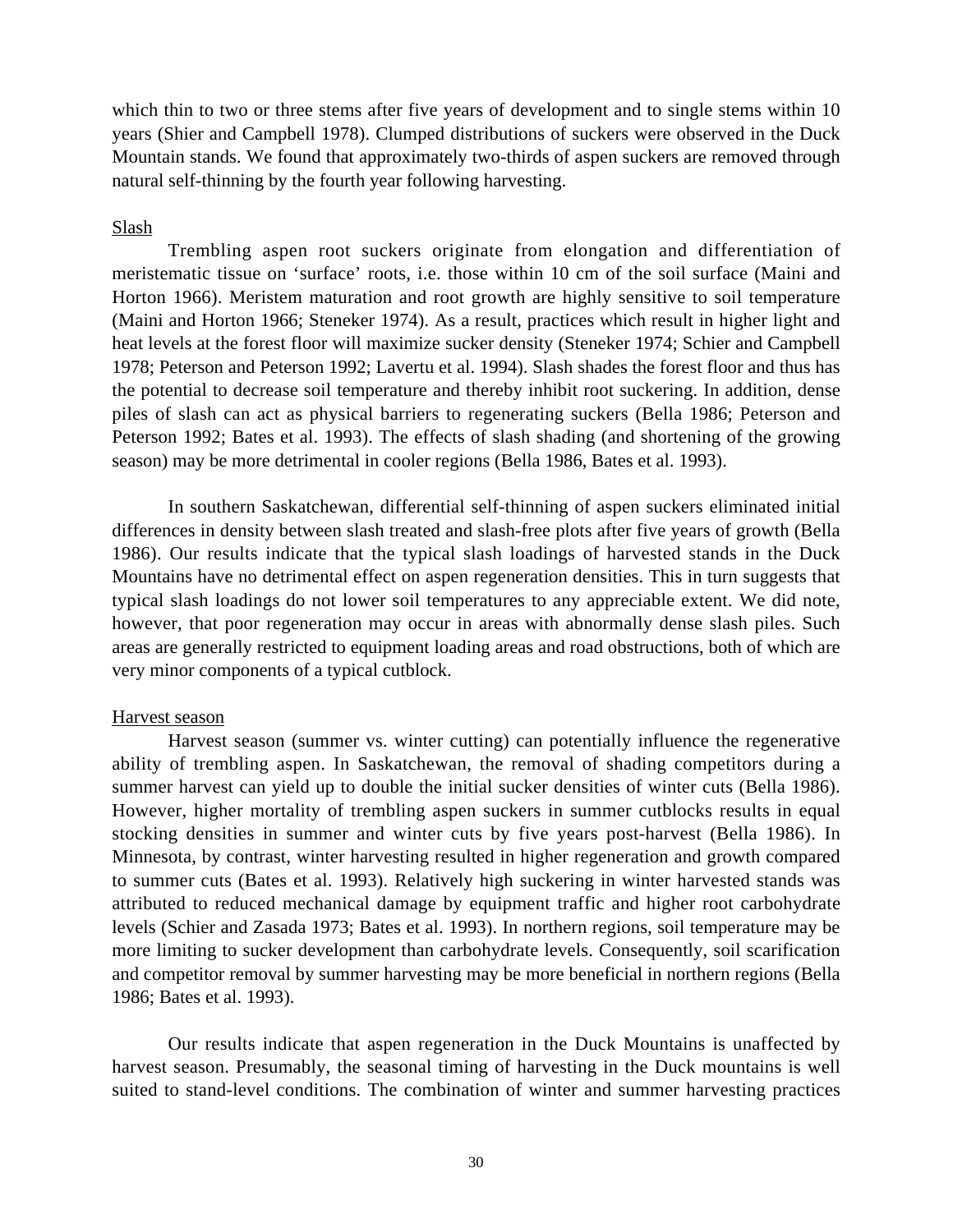which thin to two or three stems after five years of development and to single stems within 10 years (Shier and Campbell 1978). Clumped distributions of suckers were observed in the Duck Mountain stands. We found that approximately two-thirds of aspen suckers are removed through natural self-thinning by the fourth year following harvesting.

### Slash

Trembling aspen root suckers originate from elongation and differentiation of meristematic tissue on 'surface' roots, i.e. those within 10 cm of the soil surface (Maini and Horton 1966). Meristem maturation and root growth are highly sensitive to soil temperature (Maini and Horton 1966; Steneker 1974). As a result, practices which result in higher light and heat levels at the forest floor will maximize sucker density (Steneker 1974; Schier and Campbell 1978; Peterson and Peterson 1992; Lavertu et al. 1994). Slash shades the forest floor and thus has the potential to decrease soil temperature and thereby inhibit root suckering. In addition, dense piles of slash can act as physical barriers to regenerating suckers (Bella 1986; Peterson and Peterson 1992; Bates et al. 1993). The effects of slash shading (and shortening of the growing season) may be more detrimental in cooler regions (Bella 1986, Bates et al. 1993).

In southern Saskatchewan, differential self-thinning of aspen suckers eliminated initial differences in density between slash treated and slash-free plots after five years of growth (Bella 1986). Our results indicate that the typical slash loadings of harvested stands in the Duck Mountains have no detrimental effect on aspen regeneration densities. This in turn suggests that typical slash loadings do not lower soil temperatures to any appreciable extent. We did note, however, that poor regeneration may occur in areas with abnormally dense slash piles. Such areas are generally restricted to equipment loading areas and road obstructions, both of which are very minor components of a typical cutblock.

### Harvest season

Harvest season (summer vs. winter cutting) can potentially influence the regenerative ability of trembling aspen. In Saskatchewan, the removal of shading competitors during a summer harvest can yield up to double the initial sucker densities of winter cuts (Bella 1986). However, higher mortality of trembling aspen suckers in summer cutblocks results in equal stocking densities in summer and winter cuts by five years post-harvest (Bella 1986). In Minnesota, by contrast, winter harvesting resulted in higher regeneration and growth compared to summer cuts (Bates et al. 1993). Relatively high suckering in winter harvested stands was attributed to reduced mechanical damage by equipment traffic and higher root carbohydrate levels (Schier and Zasada 1973; Bates et al. 1993). In northern regions, soil temperature may be more limiting to sucker development than carbohydrate levels. Consequently, soil scarification and competitor removal by summer harvesting may be more beneficial in northern regions (Bella 1986; Bates et al. 1993).

Our results indicate that aspen regeneration in the Duck Mountains is unaffected by harvest season. Presumably, the seasonal timing of harvesting in the Duck mountains is well suited to stand-level conditions. The combination of winter and summer harvesting practices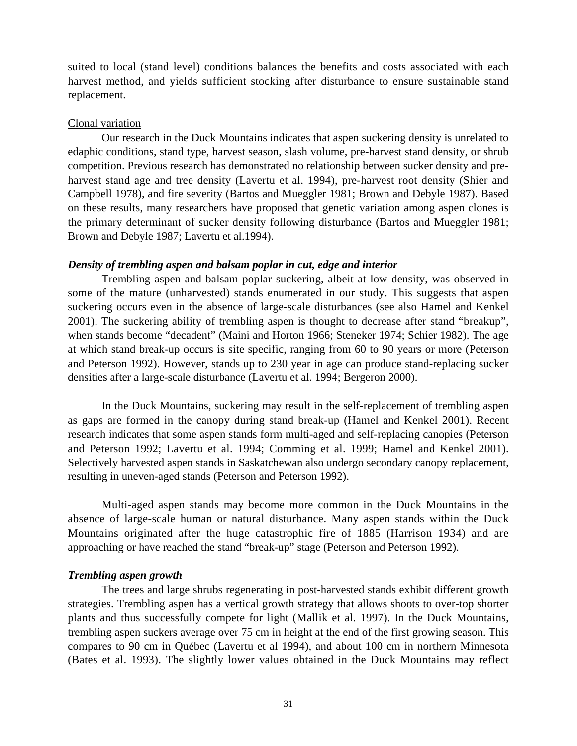suited to local (stand level) conditions balances the benefits and costs associated with each harvest method, and yields sufficient stocking after disturbance to ensure sustainable stand replacement.

Clonal variation

Our research in the Duck Mountains indicates that aspen suckering density is unrelated to edaphic conditions, stand type, harvest season, slash volume, pre-harvest stand density, or shrub competition. Previous research has demonstrated no relationship between sucker density and pre-harvest stand age and tree density (Lavertu et al. 1994), pre-harvest root density (Shier and Campbell 1978), and fire severity (Bartos and Mueggler 1981; Brown and Debyle 1987). Based on these results, many researchers have proposed that genetic variation among aspen clones is the primary determinant of sucker density following disturbance (Bartos and Mueggler 1981; Brown and Debyle 1987; Lavertu et al.1994).

### *Density of trembling aspen and balsam poplar in cut, edge and interior*

Trembling aspen and balsam poplar suckering, albeit at low density, was observed in some of the mature (unharvested) stands enumerated in our study. This suggests that aspen suckering occurs even in the absence of large-scale disturbances (see also Hamel and Kenkel 2001). The suckering ability of trembling aspen is thought to decrease after stand "breakup", when stands become "decadent" (Maini and Horton 1966; Steneker 1974; Schier 1982). The age at which stand break-up occurs is site specific, ranging from 60 to 90 years or more (Peterson and Peterson 1992). However, stands up to 230 year in age can produce stand-replacing sucker densities after a large-scale disturbance (Lavertu et al. 1994; Bergeron 2000).

In the Duck Mountains, suckering may result in the self-replacement of trembling aspen as gaps are formed in the canopy during stand break-up (Hamel and Kenkel 2001). Recent research indicates that some aspen stands form multi-aged and self-replacing canopies (Peterson and Peterson 1992; Lavertu et al. 1994; Comming et al. 1999; Hamel and Kenkel 2001). Selectively harvested aspen stands in Saskatchewan also undergo secondary canopy replacement, resulting in uneven-aged stands (Peterson and Peterson 1992).

Multi-aged aspen stands may become more common in the Duck Mountains in the absence of large-scale human or natural disturbance. Many aspen stands within the Duck Mountains originated after the huge catastrophic fire of 1885 (Harrison 1934) and are approaching or have reached the stand "break-up" stage (Peterson and Peterson 1992).

### *Trembling aspen growth*

The trees and large shrubs regenerating in post-harvested stands exhibit different growth strategies. Trembling aspen has a vertical growth strategy that allows shoots to over-top shorter plants and thus successfully compete for light (Mallik et al. 1997). In the Duck Mountains, trembling aspen suckers average over 75 cm in height at the end of the first growing season. This compares to 90 cm in Québec (Lavertu et al 1994), and about 100 cm in northern Minnesota (Bates et al. 1993). The slightly lower values obtained in the Duck Mountains may reflect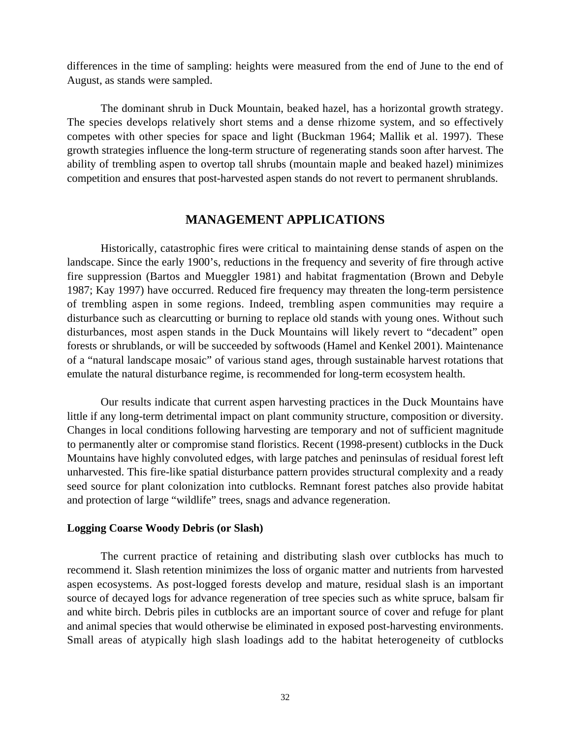differences in the time of sampling: heights were measured from the end of June to the end of August, as stands were sampled.

The dominant shrub in Duck Mountain, beaked hazel, has a horizontal growth strategy. The species develops relatively short stems and a dense rhizome system, and so effectively competes with other species for space and light (Buckman 1964; Mallik et al. 1997). These growth strategies influence the long-term structure of regenerating stands soon after harvest. The ability of trembling aspen to overtop tall shrubs (mountain maple and beaked hazel) minimizes competition and ensures that post-harvested aspen stands do not revert to permanent shrublands.

## MANAGEMENT APPLICATIONS

Historically, catastrophic fires were critical to maintaining dense stands of aspen on the landscape. Since the early 1900's, reductions in the frequency and severity of fire through active fire suppression (Bartos and Mueggler 1981) and habitat fragmentation (Brown and Debyle 1987; Kay 1997) have occurred. Reduced fire frequency may threaten the long-term persistence of trembling aspen in some regions. Indeed, trembling aspen communities may require a disturbance such as clearcutting or burning to replace old stands with young ones. Without such disturbances, most aspen stands in the Duck Mountains will likely revert to "decadent" open forests or shrublands, or will be succeeded by softwoods (Hamel and Kenkel 2001). Maintenance of a "natural landscape mosaic" of various stand ages, through sustainable harvest rotations that emulate the natural disturbance regime, is recommended for long-term ecosystem health.

Our results indicate that current aspen harvesting practices in the Duck Mountains have little if any long-term detrimental impact on plant community structure, composition or diversity. Changes in local conditions following harvesting are temporary and not of sufficient magnitude to permanently alter or compromise stand floristics. Recent (1998-present) cutblocks in the Duck Mountains have highly convoluted edges, with large patches and peninsulas of residual forest left unharvested. This fire-like spatial disturbance pattern provides structural complexity and a ready seed source for plant colonization into cutblocks. Remnant forest patches also provide habitat and protection of large "wildlife" trees, snags and advance regeneration.

### Logging Coarse Woody Debris (or Slash)

The current practice of retaining and distributing slash over cutblocks has much to recommend it. Slash retention minimizes the loss of organic matter and nutrients from harvested aspen ecosystems. As post-logged forests develop and mature, residual slash is an important source of decayed logs for advance regeneration of tree species such as white spruce, balsam fir and white birch. Debris piles in cutblocks are an important source of cover and refuge for plant and animal species that would otherwise be eliminated in exposed post-harvesting environments. Small areas of atypically high slash loadings add to the habitat heterogeneity of cutblocks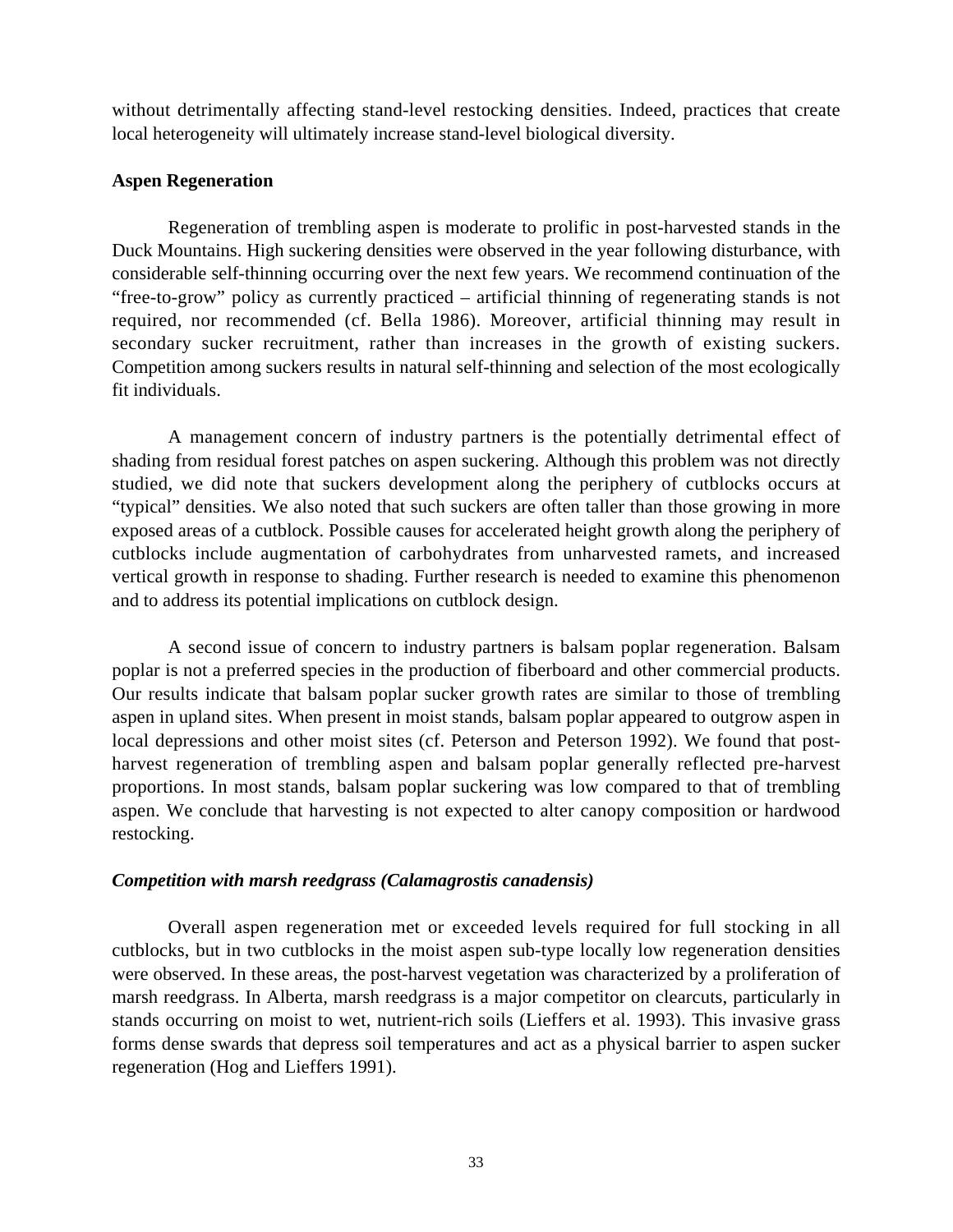without detrimentally affecting stand-level restocking densities. Indeed, practices that create local heterogeneity will ultimately increase stand-level biological diversity.

**Aspen Regeneration**

Regeneration of trembling aspen is moderate to prolific in post-harvested stands in the Duck Mountains. High suckering densities were observed in the year following disturbance, with considerable self-thinning occurring over the next few years. We recommend continuation of the "free-to-grow" policy as currently practiced – artificial thinning of regenerating stands is not required, nor recommended (cf. Bella 1986). Moreover, artificial thinning may result in secondary sucker recruitment, rather than increases in the growth of existing suckers. Competition among suckers results in natural self-thinning and selection of the most ecologically fit individuals.

A management concern of industry partners is the potentially detrimental effect of shading from residual forest patches on aspen suckering. Although this problem was not directly studied, we did note that suckers development along the periphery of cutblocks occurs at "typical" densities. We also noted that such suckers are often taller than those growing in more exposed areas of a cutblock. Possible causes for accelerated height growth along the periphery of cutblocks include augmentation of carbohydrates from unharvested ramets, and increased vertical growth in response to shading. Further research is needed to examine this phenomenon and to address its potential implications on cutblock design.

A second issue of concern to industry partners is balsam poplar regeneration. Balsam poplar is not a preferred species in the production of fiberboard and other commercial products. Our results indicate that balsam poplar sucker growth rates are similar to those of trembling aspen in upland sites. When present in moist stands, balsam poplar appeared to outgrow aspen in local depressions and other moist sites (cf. Peterson and Peterson 1992). We found that post-harvest regeneration of trembling aspen and balsam poplar generally reflected pre-harvest proportions. In most stands, balsam poplar suckering was low compared to that of trembling aspen. We conclude that harvesting is not expected to alter canopy composition or hardwood restocking.

***Competition with marsh reedgrass (Calamagrostis canadensis)***

Overall aspen regeneration met or exceeded levels required for full stocking in all cutblocks, but in two cutblocks in the moist aspen sub-type locally low regeneration densities were observed. In these areas, the post-harvest vegetation was characterized by a proliferation of marsh reedgrass. In Alberta, marsh reedgrass is a major competitor on clearcuts, particularly in stands occurring on moist to wet, nutrient-rich soils (Lieffers et al. 1993). This invasive grass forms dense swards that depress soil temperatures and act as a physical barrier to aspen sucker regeneration (Hog and Lieffers 1991).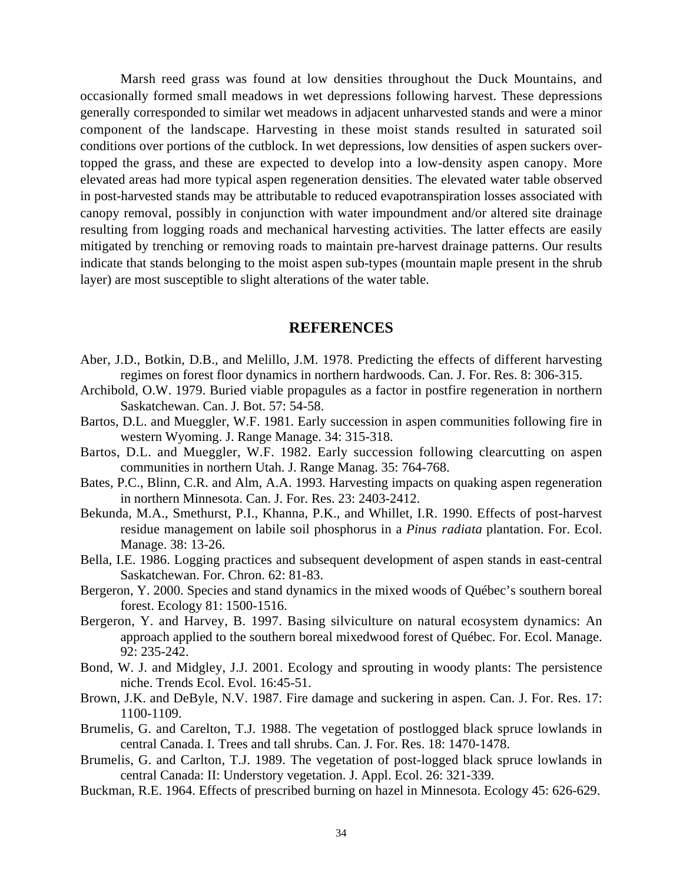Marsh reed grass was found at low densities throughout the Duck Mountains, and occasionally formed small meadows in wet depressions following harvest. These depressions generally corresponded to similar wet meadows in adjacent unharvested stands and were a minor component of the landscape. Harvesting in these moist stands resulted in saturated soil conditions over portions of the cutblock. In wet depressions, low densities of aspen suckers over-topped the grass, and these are expected to develop into a low-density aspen canopy. More elevated areas had more typical aspen regeneration densities. The elevated water table observed in post-harvested stands may be attributable to reduced evapotranspiration losses associated with canopy removal, possibly in conjunction with water impoundment and/or altered site drainage resulting from logging roads and mechanical harvesting activities. The latter effects are easily mitigated by trenching or removing roads to maintain pre-harvest drainage patterns. Our results indicate that stands belonging to the moist aspen sub-types (mountain maple present in the shrub layer) are most susceptible to slight alterations of the water table.

## REFERENCES

Aber, J.D., Botkin, D.B., and Melillo, J.M. 1978. Predicting the effects of different harvesting regimes on forest floor dynamics in northern hardwoods. Can. J. For. Res. 8: 306-315.

Archibold, O.W. 1979. Buried viable propagules as a factor in postfire regeneration in northern Saskatchewan. Can. J. Bot. 57: 54-58.

Bartos, D.L. and Mueggler, W.F. 1981. Early succession in aspen communities following fire in western Wyoming. J. Range Manage. 34: 315-318.

Bartos, D.L. and Mueggler, W.F. 1982. Early succession following clearcutting on aspen communities in northern Utah. J. Range Manag. 35: 764-768.

Bates, P.C., Blinn, C.R. and Alm, A.A. 1993. Harvesting impacts on quaking aspen regeneration in northern Minnesota. Can. J. For. Res. 23: 2403-2412.

Bekunda, M.A., Smethurst, P.I., Khanna, P.K., and Whillet, I.R. 1990. Effects of post-harvest residue management on labile soil phosphorus in a *Pinus radiata* plantation. For. Ecol. Manage. 38: 13-26.

Bella, I.E. 1986. Logging practices and subsequent development of aspen stands in east-central Saskatchewan. For. Chron. 62: 81-83.

Bergeron, Y. 2000. Species and stand dynamics in the mixed woods of Québec's southern boreal forest. Ecology 81: 1500-1516.

Bergeron, Y. and Harvey, B. 1997. Basing silviculture on natural ecosystem dynamics: An approach applied to the southern boreal mixedwood forest of Québec. For. Ecol. Manage. 92: 235-242.

Bond, W. J. and Midgley, J.J. 2001. Ecology and sprouting in woody plants: The persistence niche. Trends Ecol. Evol. 16:45-51.

Brown, J.K. and DeByle, N.V. 1987. Fire damage and suckering in aspen. Can. J. For. Res. 17: 1100-1109.

Brumelis, G. and Carelton, T.J. 1988. The vegetation of postlogged black spruce lowlands in central Canada. I. Trees and tall shrubs. Can. J. For. Res. 18: 1470-1478.

Brumelis, G. and Carlton, T.J. 1989. The vegetation of post-logged black spruce lowlands in central Canada: II: Understory vegetation. J. Appl. Ecol. 26: 321-339.

Buckman, R.E. 1964. Effects of prescribed burning on hazel in Minnesota. Ecology 45: 626-629.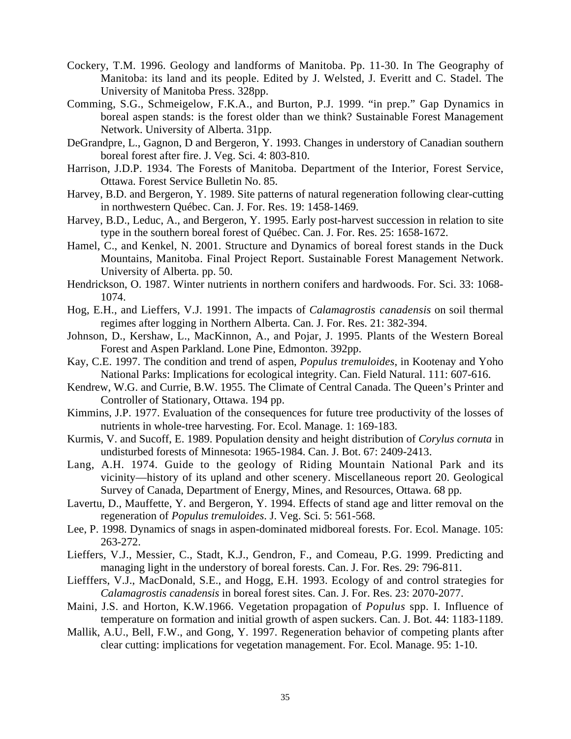Cockery, T.M. 1996. Geology and landforms of Manitoba. Pp. 11-30. In The Geography of Manitoba: its land and its people. Edited by J. Welsted, J. Everitt and C. Stadel. The University of Manitoba Press. 328pp.

Comming, S.G., Schmeigelow, F.K.A., and Burton, P.J. 1999. "in prep." Gap Dynamics in boreal aspen stands: is the forest older than we think? Sustainable Forest Management Network. University of Alberta. 31pp.

DeGrandpre, L., Gagnon, D and Bergeron, Y. 1993. Changes in understory of Canadian southern boreal forest after fire. J. Veg. Sci. 4: 803-810.

Harrison, J.D.P. 1934. The Forests of Manitoba. Department of the Interior, Forest Service, Ottawa. Forest Service Bulletin No. 85.

Harvey, B.D. and Bergeron, Y. 1989. Site patterns of natural regeneration following clear-cutting in northwestern Québec. Can. J. For. Res. 19: 1458-1469.

Harvey, B.D., Leduc, A., and Bergeron, Y. 1995. Early post-harvest succession in relation to site type in the southern boreal forest of Québec. Can. J. For. Res. 25: 1658-1672.

Hamel, C., and Kenkel, N. 2001. Structure and Dynamics of boreal forest stands in the Duck Mountains, Manitoba. Final Project Report. Sustainable Forest Management Network. University of Alberta. pp. 50.

Hendrickson, O. 1987. Winter nutrients in northern conifers and hardwoods. For. Sci. 33: 1068-1074.

Hog, E.H., and Lieffers, V.J. 1991. The impacts of *Calamagrostis canadensis* on soil thermal regimes after logging in Northern Alberta. Can. J. For. Res. 21: 382-394.

Johnson, D., Kershaw, L., MacKinnon, A., and Pojar, J. 1995. Plants of the Western Boreal Forest and Aspen Parkland. Lone Pine, Edmonton. 392pp.

Kay, C.E. 1997. The condition and trend of aspen, *Populus tremuloides*, in Kootenay and Yoho National Parks: Implications for ecological integrity. Can. Field Natural. 111: 607-616.

Kendrew, W.G. and Currie, B.W. 1955. The Climate of Central Canada. The Queen's Printer and Controller of Stationary, Ottawa. 194 pp.

Kimmins, J.P. 1977. Evaluation of the consequences for future tree productivity of the losses of nutrients in whole-tree harvesting. For. Ecol. Manage. 1: 169-183.

Kurmis, V. and Sucoff, E. 1989. Population density and height distribution of *Corylus cornuta* in undisturbed forests of Minnesota: 1965-1984. Can. J. Bot. 67: 2409-2413.

Lang, A.H. 1974. Guide to the geology of Riding Mountain National Park and its vicinity—history of its upland and other scenery. Miscellaneous report 20. Geological Survey of Canada, Department of Energy, Mines, and Resources, Ottawa. 68 pp.

Lavertu, D., Mauffette, Y. and Bergeron, Y. 1994. Effects of stand age and litter removal on the regeneration of *Populus tremuloides*. J. Veg. Sci. 5: 561-568.

Lee, P. 1998. Dynamics of snags in aspen-dominated midboreal forests. For. Ecol. Manage. 105: 263-272.

Lieffers, V.J., Messier, C., Stadt, K.J., Gendron, F., and Comeau, P.G. 1999. Predicting and managing light in the understory of boreal forests. Can. J. For. Res. 29: 796-811.

Liefffers, V.J., MacDonald, S.E., and Hogg, E.H. 1993. Ecology of and control strategies for *Calamagrostis canadensis* in boreal forest sites. Can. J. For. Res. 23: 2070-2077.

Maini, J.S. and Horton, K.W.1966. Vegetation propagation of *Populus* spp. I. Influence of temperature on formation and initial growth of aspen suckers. Can. J. Bot. 44: 1183-1189.

Mallik, A.U., Bell, F.W., and Gong, Y. 1997. Regeneration behavior of competing plants after clear cutting: implications for vegetation management. For. Ecol. Manage. 95: 1-10.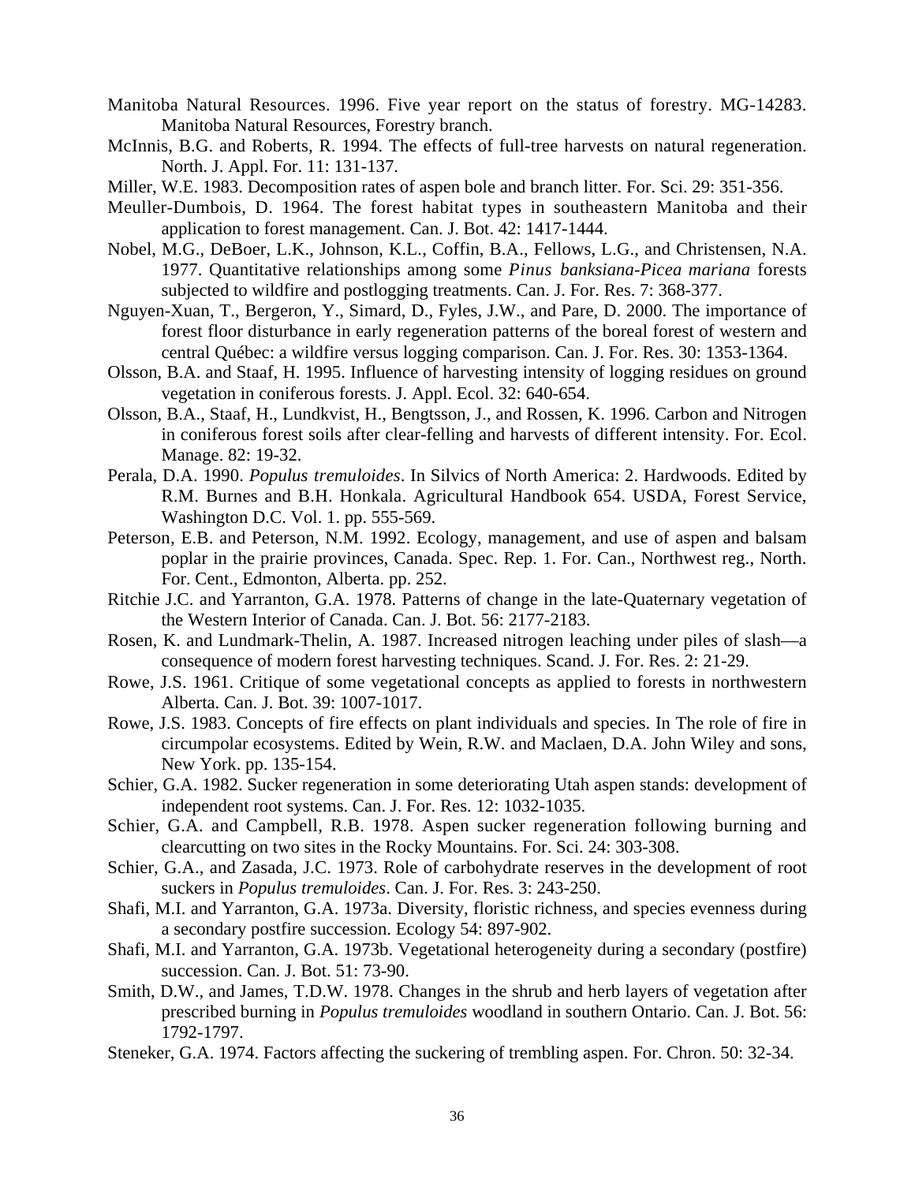Manitoba Natural Resources. 1996. Five year report on the status of forestry. MG-14283. Manitoba Natural Resources, Forestry branch.

McInnis, B.G. and Roberts, R. 1994. The effects of full-tree harvests on natural regeneration. North. J. Appl. For. 11: 131-137.

Miller, W.E. 1983. Decomposition rates of aspen bole and branch litter. For. Sci. 29: 351-356.

Meuller-Dumbois, D. 1964. The forest habitat types in southeastern Manitoba and their application to forest management. Can. J. Bot. 42: 1417-1444.

Nobel, M.G., DeBoer, L.K., Johnson, K.L., Coffin, B.A., Fellows, L.G., and Christensen, N.A. 1977. Quantitative relationships among some *Pinus banksiana-Picea mariana* forests subjected to wildfire and postlogging treatments. Can. J. For. Res. 7: 368-377.

Nguyen-Xuan, T., Bergeron, Y., Simard, D., Fyles, J.W., and Pare, D. 2000. The importance of forest floor disturbance in early regeneration patterns of the boreal forest of western and central Québec: a wildfire versus logging comparison. Can. J. For. Res. 30: 1353-1364.

Olsson, B.A. and Staaf, H. 1995. Influence of harvesting intensity of logging residues on ground vegetation in coniferous forests. J. Appl. Ecol. 32: 640-654.

Olsson, B.A., Staaf, H., Lundkvist, H., Bengtsson, J., and Rossen, K. 1996. Carbon and Nitrogen in coniferous forest soils after clear-felling and harvests of different intensity. For. Ecol. Manage. 82: 19-32.

Perala, D.A. 1990. *Populus tremuloides*. In Silvics of North America: 2. Hardwoods. Edited by R.M. Burnes and B.H. Honkala. Agricultural Handbook 654. USDA, Forest Service, Washington D.C. Vol. 1. pp. 555-569.

Peterson, E.B. and Peterson, N.M. 1992. Ecology, management, and use of aspen and balsam poplar in the prairie provinces, Canada. Spec. Rep. 1. For. Can., Northwest reg., North. For. Cent., Edmonton, Alberta. pp. 252.

Ritchie J.C. and Yarranton, G.A. 1978. Patterns of change in the late-Quaternary vegetation of the Western Interior of Canada. Can. J. Bot. 56: 2177-2183.

Rosen, K. and Lundmark-Thelin, A. 1987. Increased nitrogen leaching under piles of slash—a consequence of modern forest harvesting techniques. Scand. J. For. Res. 2: 21-29.

Rowe, J.S. 1961. Critique of some vegetational concepts as applied to forests in northwestern Alberta. Can. J. Bot. 39: 1007-1017.

Rowe, J.S. 1983. Concepts of fire effects on plant individuals and species. In The role of fire in circumpolar ecosystems. Edited by Wein, R.W. and Maclaen, D.A. John Wiley and sons, New York. pp. 135-154.

Schier, G.A. 1982. Sucker regeneration in some deteriorating Utah aspen stands: development of independent root systems. Can. J. For. Res. 12: 1032-1035.

Schier, G.A. and Campbell, R.B. 1978. Aspen sucker regeneration following burning and clearcutting on two sites in the Rocky Mountains. For. Sci. 24: 303-308.

Schier, G.A., and Zasada, J.C. 1973. Role of carbohydrate reserves in the development of root suckers in *Populus tremuloides*. Can. J. For. Res. 3: 243-250.

Shafi, M.I. and Yarranton, G.A. 1973a. Diversity, floristic richness, and species evenness during a secondary postfire succession. Ecology 54: 897-902.

Shafi, M.I. and Yarranton, G.A. 1973b. Vegetational heterogeneity during a secondary (postfire) succession. Can. J. Bot. 51: 73-90.

Smith, D.W., and James, T.D.W. 1978. Changes in the shrub and herb layers of vegetation after prescribed burning in *Populus tremuloides* woodland in southern Ontario. Can. J. Bot. 56: 1792-1797.

Steneker, G.A. 1974. Factors affecting the suckering of trembling aspen. For. Chron. 50: 32-34.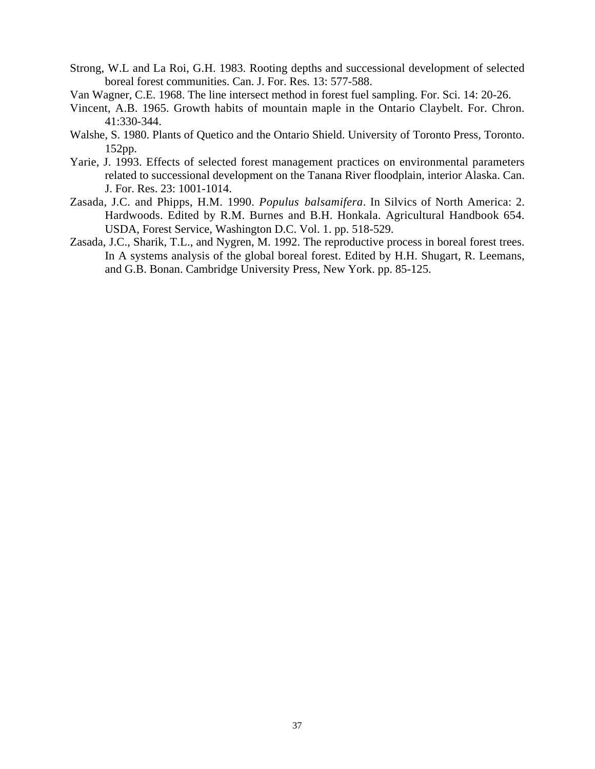Strong, W.L and La Roi, G.H. 1983. Rooting depths and successional development of selected boreal forest communities. Can. J. For. Res. 13: 577-588.

Van Wagner, C.E. 1968. The line intersect method in forest fuel sampling. For. Sci. 14: 20-26.

Vincent, A.B. 1965. Growth habits of mountain maple in the Ontario Claybelt. For. Chron. 41:330-344.

Walshe, S. 1980. Plants of Quetico and the Ontario Shield. University of Toronto Press, Toronto. 152pp.

Yarie, J. 1993. Effects of selected forest management practices on environmental parameters related to successional development on the Tanana River floodplain, interior Alaska. Can. J. For. Res. 23: 1001-1014.

Zasada, J.C. and Phipps, H.M. 1990. *Populus balsamifera*. In Silvics of North America: 2. Hardwoods. Edited by R.M. Burnes and B.H. Honkala. Agricultural Handbook 654. USDA, Forest Service, Washington D.C. Vol. 1. pp. 518-529.

Zasada, J.C., Sharik, T.L., and Nygren, M. 1992. The reproductive process in boreal forest trees. In A systems analysis of the global boreal forest. Edited by H.H. Shugart, R. Leemans, and G.B. Bonan. Cambridge University Press, New York. pp. 85-125.